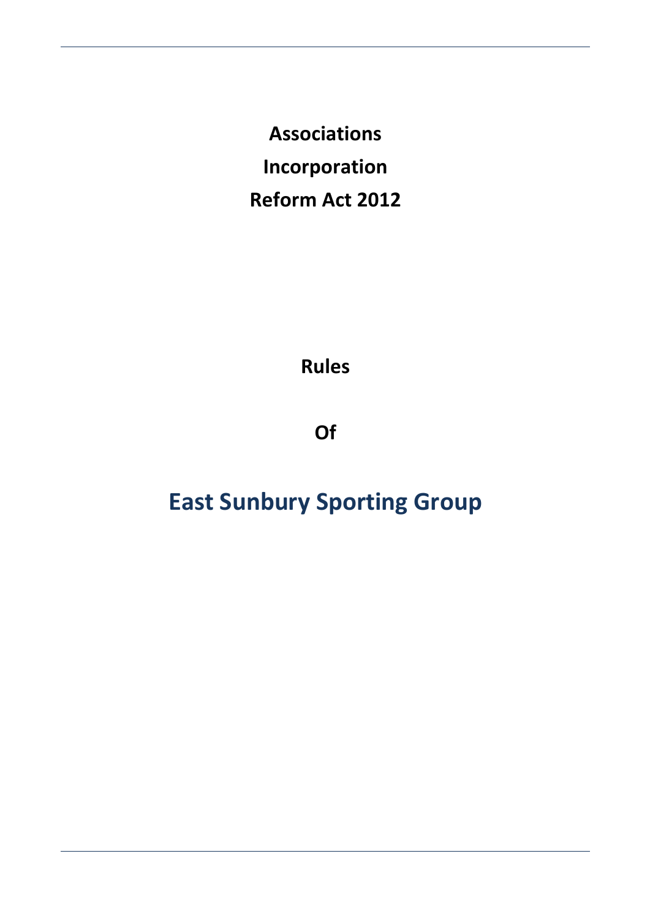**Associations**

**Incorporation**

**Reform Act 2012**

**Rules**

**Of**

# East Sunbury Sporting Group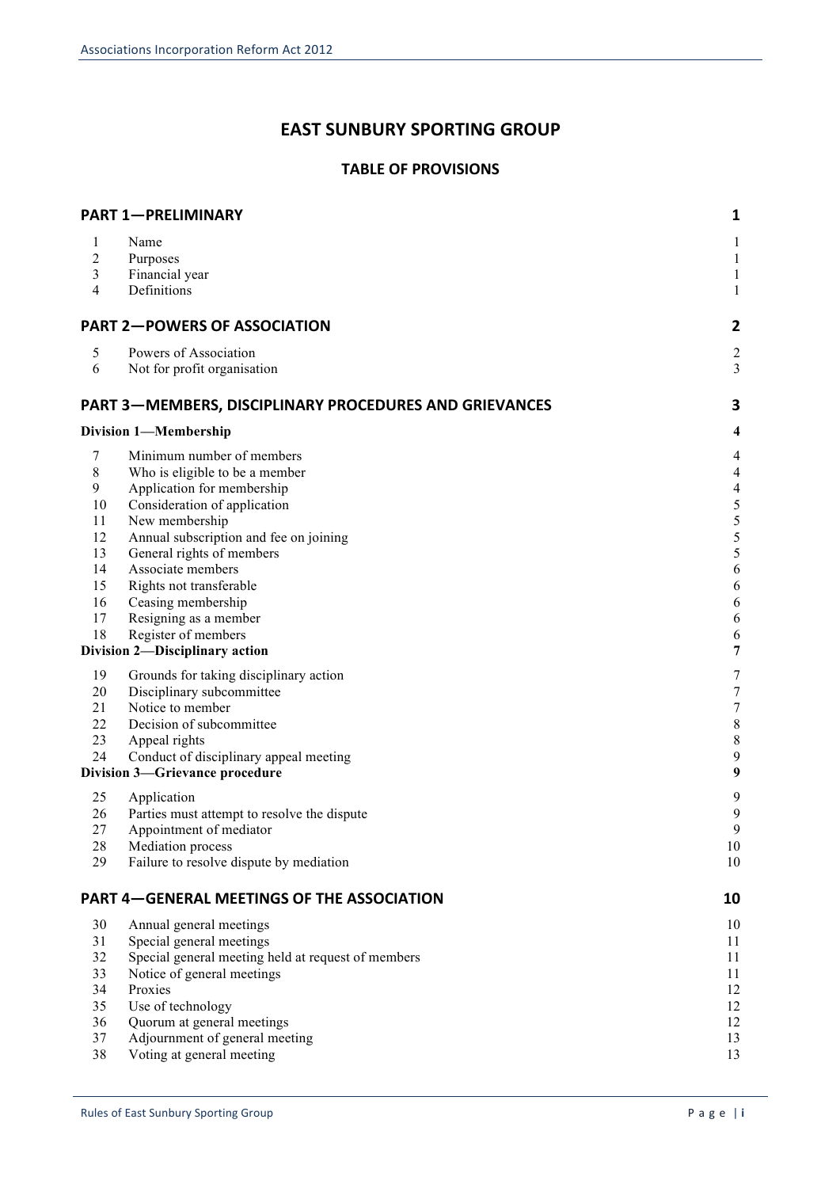# EAST SUNBURY SPORTING GROUP

## TABLE OF PROVISIONS

| | | |
|---|---|---|
| **PART 1—PRELIMINARY** | | **1** |
| 1 | Name | 1 |
| 2 | Purposes | 1 |
| 3 | Financial year | 1 |
| 4 | Definitions | 1 |
| **PART 2—POWERS OF ASSOCIATION** | | **2** |
| 5 | Powers of Association | 2 |
| 6 | Not for profit organisation | 3 |
| **PART 3—MEMBERS, DISCIPLINARY PROCEDURES AND GRIEVANCES** | | **3** |
| **Division 1—Membership** | | **4** |
| 7 | Minimum number of members | 4 |
| 8 | Who is eligible to be a member | 4 |
| 9 | Application for membership | 4 |
| 10 | Consideration of application | 5 |
| 11 | New membership | 5 |
| 12 | Annual subscription and fee on joining | 5 |
| 13 | General rights of members | 5 |
| 14 | Associate members | 6 |
| 15 | Rights not transferable | 6 |
| 16 | Ceasing membership | 6 |
| 17 | Resigning as a member | 6 |
| 18 | Register of members | 6 |
| **Division 2—Disciplinary action** | | **7** |
| 19 | Grounds for taking disciplinary action | 7 |
| 20 | Disciplinary subcommittee | 7 |
| 21 | Notice to member | 7 |
| 22 | Decision of subcommittee | 8 |
| 23 | Appeal rights | 8 |
| 24 | Conduct of disciplinary appeal meeting | 9 |
| **Division 3—Grievance procedure** | | **9** |
| 25 | Application | 9 |
| 26 | Parties must attempt to resolve the dispute | 9 |
| 27 | Appointment of mediator | 9 |
| 28 | Mediation process | 10 |
| 29 | Failure to resolve dispute by mediation | 10 |
| **PART 4—GENERAL MEETINGS OF THE ASSOCIATION** | | **10** |
| 30 | Annual general meetings | 10 |
| 31 | Special general meetings | 11 |
| 32 | Special general meeting held at request of members | 11 |
| 33 | Notice of general meetings | 11 |
| 34 | Proxies | 12 |
| 35 | Use of technology | 12 |
| 36 | Quorum at general meetings | 12 |
| 37 | Adjournment of general meeting | 13 |
| 38 | Voting at general meeting | 13 |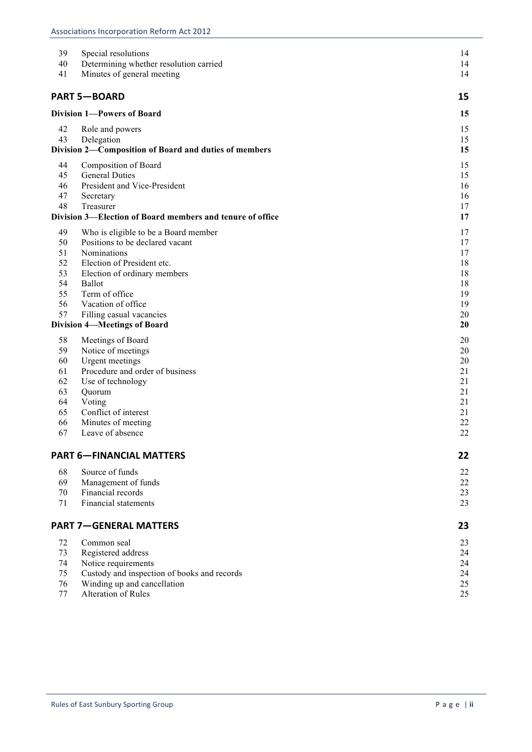| | | |
|---|---|---|
| 39 | Special resolutions | 14 |
| 40 | Determining whether resolution carried | 14 |
| 41 | Minutes of general meeting | 14 |

## PART 5—BOARD 15

**Division 1—Powers of Board 15**

| | | |
|---|---|---|
| 42 | Role and powers | 15 |
| 43 | Delegation | 15 |

**Division 2—Composition of Board and duties of members 15**

| | | |
|---|---|---|
| 44 | Composition of Board | 15 |
| 45 | General Duties | 15 |
| 46 | President and Vice-President | 16 |
| 47 | Secretary | 16 |
| 48 | Treasurer | 17 |

**Division 3—Election of Board members and tenure of office 17**

| | | |
|---|---|---|
| 49 | Who is eligible to be a Board member | 17 |
| 50 | Positions to be declared vacant | 17 |
| 51 | Nominations | 17 |
| 52 | Election of President etc. | 18 |
| 53 | Election of ordinary members | 18 |
| 54 | Ballot | 18 |
| 55 | Term of office | 19 |
| 56 | Vacation of office | 19 |
| 57 | Filling casual vacancies | 20 |

**Division 4—Meetings of Board 20**

| | | |
|---|---|---|
| 58 | Meetings of Board | 20 |
| 59 | Notice of meetings | 20 |
| 60 | Urgent meetings | 20 |
| 61 | Procedure and order of business | 21 |
| 62 | Use of technology | 21 |
| 63 | Quorum | 21 |
| 64 | Voting | 21 |
| 65 | Conflict of interest | 21 |
| 66 | Minutes of meeting | 22 |
| 67 | Leave of absence | 22 |

## PART 6—FINANCIAL MATTERS 22

| | | |
|---|---|---|
| 68 | Source of funds | 22 |
| 69 | Management of funds | 22 |
| 70 | Financial records | 23 |
| 71 | Financial statements | 23 |

## PART 7—GENERAL MATTERS 23

| | | |
|---|---|---|
| 72 | Common seal | 23 |
| 73 | Registered address | 24 |
| 74 | Notice requirements | 24 |
| 75 | Custody and inspection of books and records | 24 |
| 76 | Winding up and cancellation | 25 |
| 77 | Alteration of Rules | 25 |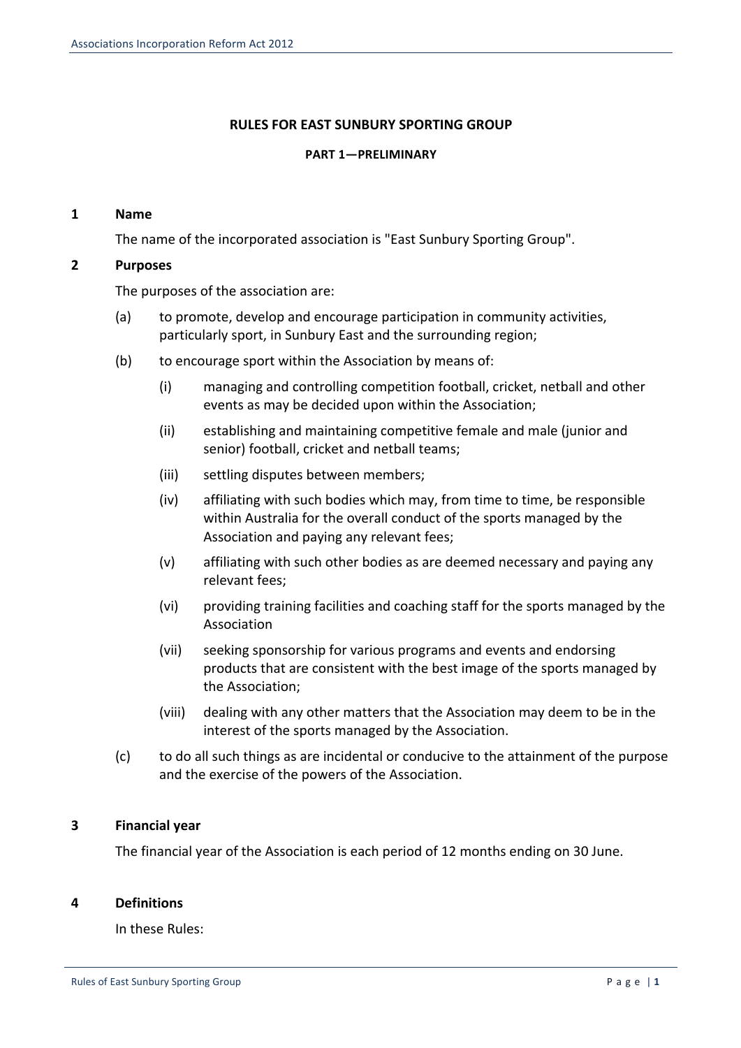# RULES FOR EAST SUNBURY SPORTING GROUP

## PART 1—PRELIMINARY

### 1 Name

The name of the incorporated association is "East Sunbury Sporting Group".

### 2 Purposes

The purposes of the association are:

(a) to promote, develop and encourage participation in community activities, particularly sport, in Sunbury East and the surrounding region;

(b) to encourage sport within the Association by means of:

  (i) managing and controlling competition football, cricket, netball and other events as may be decided upon within the Association;

  (ii) establishing and maintaining competitive female and male (junior and senior) football, cricket and netball teams;

  (iii) settling disputes between members;

  (iv) affiliating with such bodies which may, from time to time, be responsible within Australia for the overall conduct of the sports managed by the Association and paying any relevant fees;

  (v) affiliating with such other bodies as are deemed necessary and paying any relevant fees;

  (vi) providing training facilities and coaching staff for the sports managed by the Association

  (vii) seeking sponsorship for various programs and events and endorsing products that are consistent with the best image of the sports managed by the Association;

  (viii) dealing with any other matters that the Association may deem to be in the interest of the sports managed by the Association.

(c) to do all such things as are incidental or conducive to the attainment of the purpose and the exercise of the powers of the Association.

### 3 Financial year

The financial year of the Association is each period of 12 months ending on 30 June.

### 4 Definitions

In these Rules: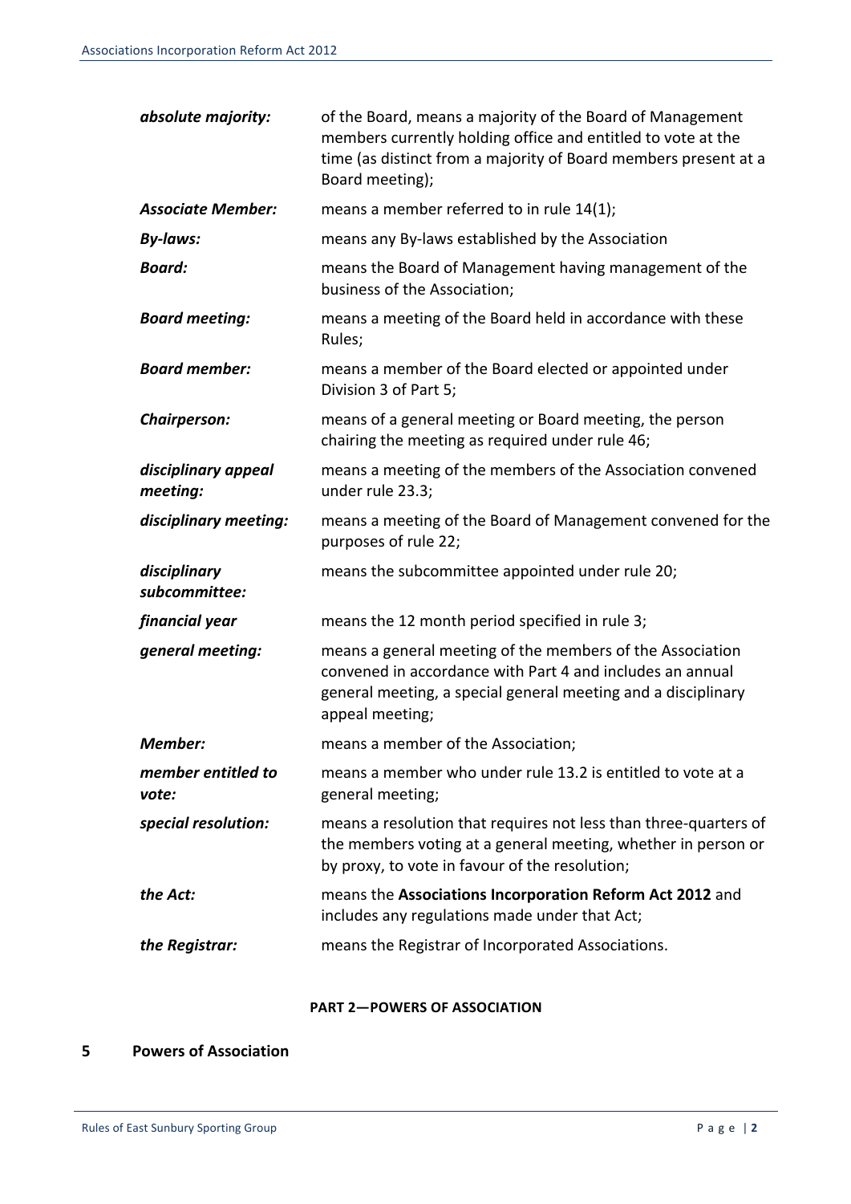| | |
|---|---|
| ***absolute majority:*** | of the Board, means a majority of the Board of Management members currently holding office and entitled to vote at the time (as distinct from a majority of Board members present at a Board meeting); |
| ***Associate Member:*** | means a member referred to in rule 14(1); |
| ***By-laws:*** | means any By-laws established by the Association |
| ***Board:*** | means the Board of Management having management of the business of the Association; |
| ***Board meeting:*** | means a meeting of the Board held in accordance with these Rules; |
| ***Board member:*** | means a member of the Board elected or appointed under Division 3 of Part 5; |
| ***Chairperson:*** | means of a general meeting or Board meeting, the person chairing the meeting as required under rule 46; |
| ***disciplinary appeal meeting:*** | means a meeting of the members of the Association convened under rule 23.3; |
| ***disciplinary meeting:*** | means a meeting of the Board of Management convened for the purposes of rule 22; |
| ***disciplinary subcommittee:*** | means the subcommittee appointed under rule 20; |
| ***financial year*** | means the 12 month period specified in rule 3; |
| ***general meeting:*** | means a general meeting of the members of the Association convened in accordance with Part 4 and includes an annual general meeting, a special general meeting and a disciplinary appeal meeting; |
| ***Member:*** | means a member of the Association; |
| ***member entitled to vote:*** | means a member who under rule 13.2 is entitled to vote at a general meeting; |
| ***special resolution:*** | means a resolution that requires not less than three-quarters of the members voting at a general meeting, whether in person or by proxy, to vote in favour of the resolution; |
| ***the Act:*** | means the **Associations Incorporation Reform Act 2012** and includes any regulations made under that Act; |
| ***the Registrar:*** | means the Registrar of Incorporated Associations. |

## PART 2—POWERS OF ASSOCIATION

### 5 Powers of Association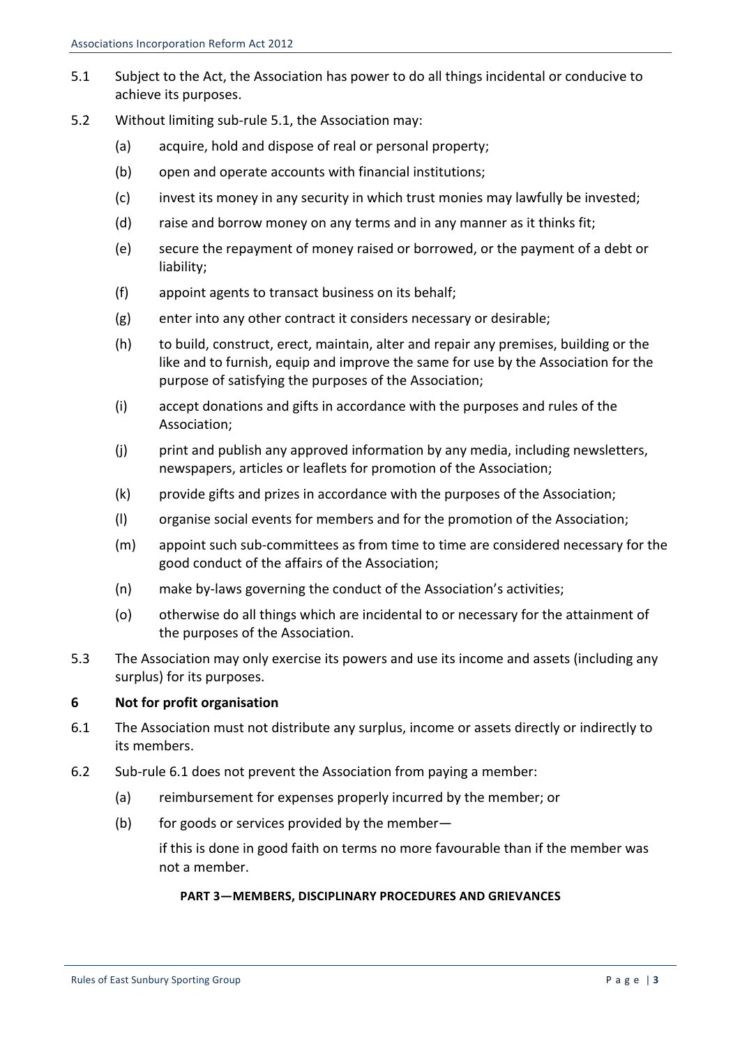5.1 Subject to the Act, the Association has power to do all things incidental or conducive to achieve its purposes.

5.2 Without limiting sub-rule 5.1, the Association may:

(a) acquire, hold and dispose of real or personal property;

(b) open and operate accounts with financial institutions;

(c) invest its money in any security in which trust monies may lawfully be invested;

(d) raise and borrow money on any terms and in any manner as it thinks fit;

(e) secure the repayment of money raised or borrowed, or the payment of a debt or liability;

(f) appoint agents to transact business on its behalf;

(g) enter into any other contract it considers necessary or desirable;

(h) to build, construct, erect, maintain, alter and repair any premises, building or the like and to furnish, equip and improve the same for use by the Association for the purpose of satisfying the purposes of the Association;

(i) accept donations and gifts in accordance with the purposes and rules of the Association;

(j) print and publish any approved information by any media, including newsletters, newspapers, articles or leaflets for promotion of the Association;

(k) provide gifts and prizes in accordance with the purposes of the Association;

(l) organise social events for members and for the promotion of the Association;

(m) appoint such sub-committees as from time to time are considered necessary for the good conduct of the affairs of the Association;

(n) make by-laws governing the conduct of the Association's activities;

(o) otherwise do all things which are incidental to or necessary for the attainment of the purposes of the Association.

5.3 The Association may only exercise its powers and use its income and assets (including any surplus) for its purposes.

## 6 Not for profit organisation

6.1 The Association must not distribute any surplus, income or assets directly or indirectly to its members.

6.2 Sub-rule 6.1 does not prevent the Association from paying a member:

(a) reimbursement for expenses properly incurred by the member; or

(b) for goods or services provided by the member—

if this is done in good faith on terms no more favourable than if the member was not a member.

## PART 3—MEMBERS, DISCIPLINARY PROCEDURES AND GRIEVANCES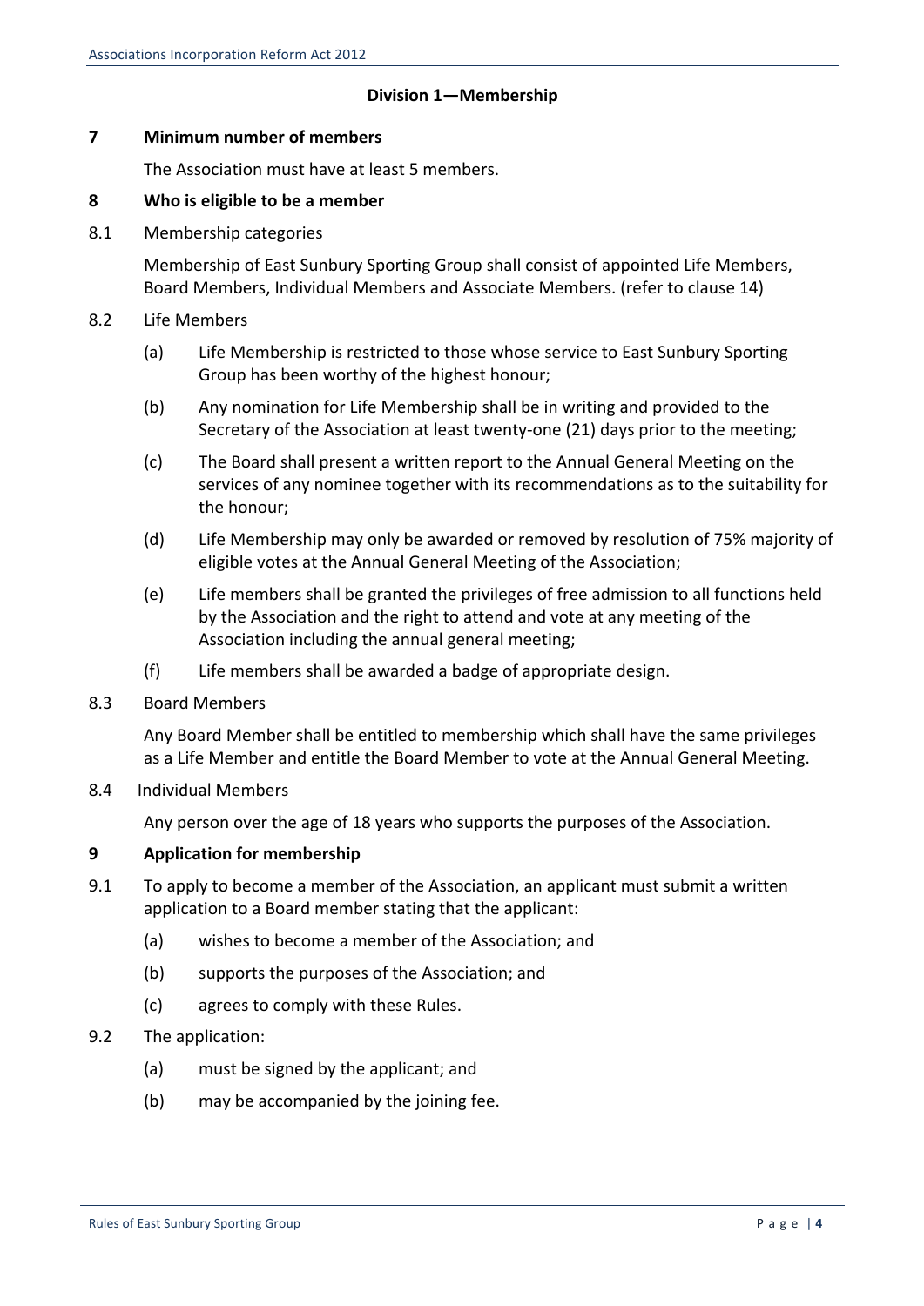## Division 1—Membership

### 7 Minimum number of members

The Association must have at least 5 members.

### 8 Who is eligible to be a member

8.1 Membership categories

Membership of East Sunbury Sporting Group shall consist of appointed Life Members, Board Members, Individual Members and Associate Members. (refer to clause 14)

8.2 Life Members

(a) Life Membership is restricted to those whose service to East Sunbury Sporting Group has been worthy of the highest honour;

(b) Any nomination for Life Membership shall be in writing and provided to the Secretary of the Association at least twenty-one (21) days prior to the meeting;

(c) The Board shall present a written report to the Annual General Meeting on the services of any nominee together with its recommendations as to the suitability for the honour;

(d) Life Membership may only be awarded or removed by resolution of 75% majority of eligible votes at the Annual General Meeting of the Association;

(e) Life members shall be granted the privileges of free admission to all functions held by the Association and the right to attend and vote at any meeting of the Association including the annual general meeting;

(f) Life members shall be awarded a badge of appropriate design.

8.3 Board Members

Any Board Member shall be entitled to membership which shall have the same privileges as a Life Member and entitle the Board Member to vote at the Annual General Meeting.

8.4 Individual Members

Any person over the age of 18 years who supports the purposes of the Association.

### 9 Application for membership

9.1 To apply to become a member of the Association, an applicant must submit a written application to a Board member stating that the applicant:

(a) wishes to become a member of the Association; and

(b) supports the purposes of the Association; and

(c) agrees to comply with these Rules.

9.2 The application:

(a) must be signed by the applicant; and

(b) may be accompanied by the joining fee.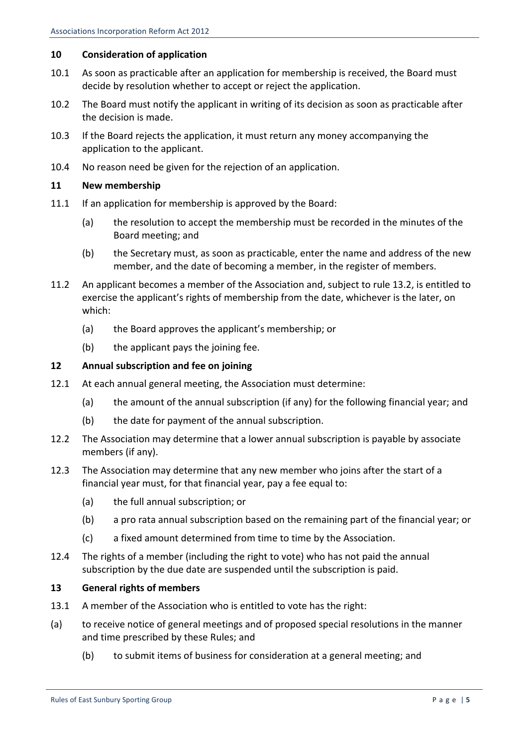## 10 Consideration of application

10.1 As soon as practicable after an application for membership is received, the Board must decide by resolution whether to accept or reject the application.

10.2 The Board must notify the applicant in writing of its decision as soon as practicable after the decision is made.

10.3 If the Board rejects the application, it must return any money accompanying the application to the applicant.

10.4 No reason need be given for the rejection of an application.

## 11 New membership

11.1 If an application for membership is approved by the Board:

- (a) the resolution to accept the membership must be recorded in the minutes of the Board meeting; and
- (b) the Secretary must, as soon as practicable, enter the name and address of the new member, and the date of becoming a member, in the register of members.

11.2 An applicant becomes a member of the Association and, subject to rule 13.2, is entitled to exercise the applicant's rights of membership from the date, whichever is the later, on which:

- (a) the Board approves the applicant's membership; or
- (b) the applicant pays the joining fee.

## 12 Annual subscription and fee on joining

12.1 At each annual general meeting, the Association must determine:

- (a) the amount of the annual subscription (if any) for the following financial year; and
- (b) the date for payment of the annual subscription.

12.2 The Association may determine that a lower annual subscription is payable by associate members (if any).

12.3 The Association may determine that any new member who joins after the start of a financial year must, for that financial year, pay a fee equal to:

- (a) the full annual subscription; or
- (b) a pro rata annual subscription based on the remaining part of the financial year; or
- (c) a fixed amount determined from time to time by the Association.

12.4 The rights of a member (including the right to vote) who has not paid the annual subscription by the due date are suspended until the subscription is paid.

## 13 General rights of members

13.1 A member of the Association who is entitled to vote has the right:

- (a) to receive notice of general meetings and of proposed special resolutions in the manner and time prescribed by these Rules; and
- (b) to submit items of business for consideration at a general meeting; and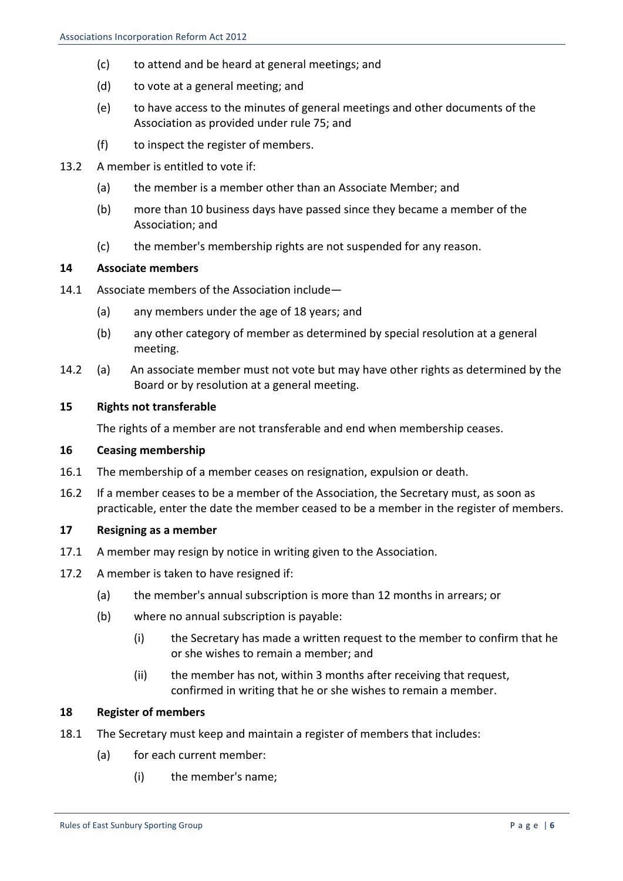(c) to attend and be heard at general meetings; and

(d) to vote at a general meeting; and

(e) to have access to the minutes of general meetings and other documents of the Association as provided under rule 75; and

(f) to inspect the register of members.

13.2 A member is entitled to vote if:

(a) the member is a member other than an Associate Member; and

(b) more than 10 business days have passed since they became a member of the Association; and

(c) the member's membership rights are not suspended for any reason.

**14 Associate members**

14.1 Associate members of the Association include—

(a) any members under the age of 18 years; and

(b) any other category of member as determined by special resolution at a general meeting.

14.2 (a) An associate member must not vote but may have other rights as determined by the Board or by resolution at a general meeting.

**15 Rights not transferable**

The rights of a member are not transferable and end when membership ceases.

**16 Ceasing membership**

16.1 The membership of a member ceases on resignation, expulsion or death.

16.2 If a member ceases to be a member of the Association, the Secretary must, as soon as practicable, enter the date the member ceased to be a member in the register of members.

**17 Resigning as a member**

17.1 A member may resign by notice in writing given to the Association.

17.2 A member is taken to have resigned if:

(a) the member's annual subscription is more than 12 months in arrears; or

(b) where no annual subscription is payable:

(i) the Secretary has made a written request to the member to confirm that he or she wishes to remain a member; and

(ii) the member has not, within 3 months after receiving that request, confirmed in writing that he or she wishes to remain a member.

**18 Register of members**

18.1 The Secretary must keep and maintain a register of members that includes:

(a) for each current member:

(i) the member's name;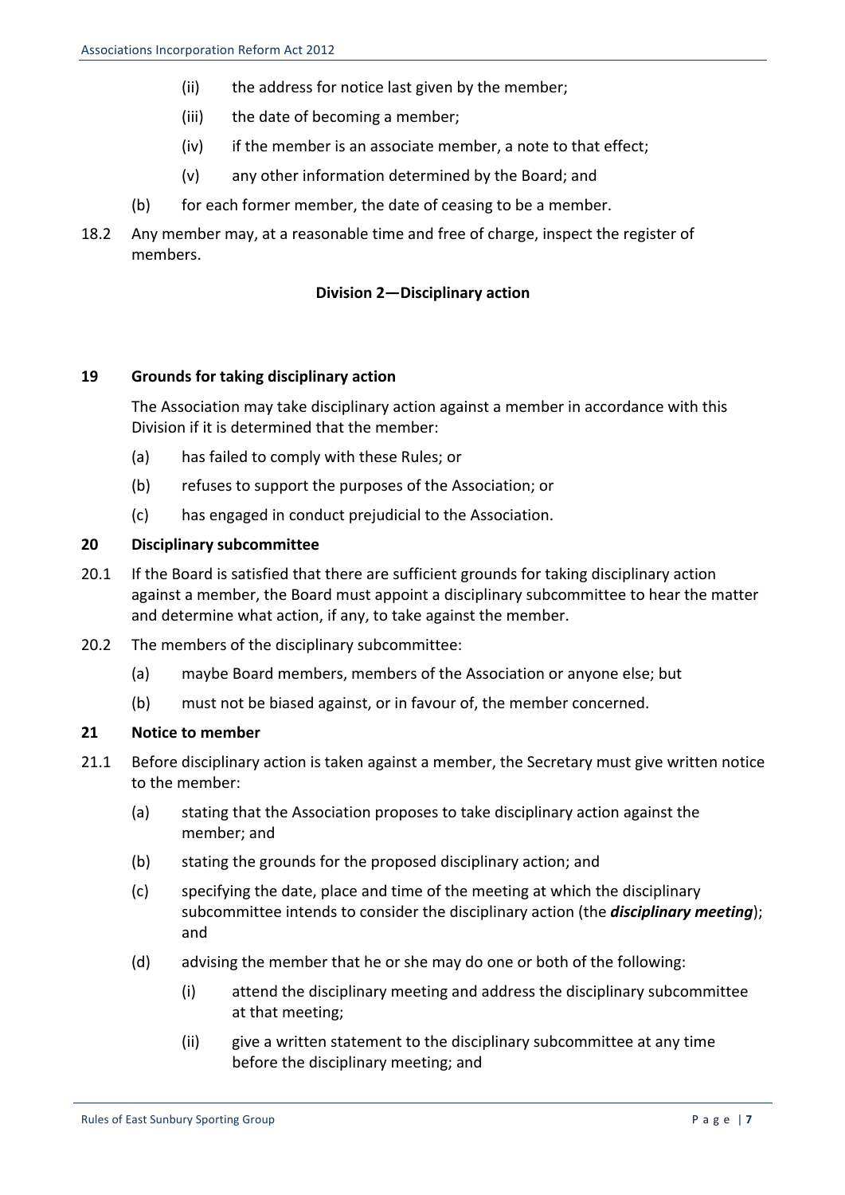- (ii) the address for notice last given by the member;
- (iii) the date of becoming a member;
- (iv) if the member is an associate member, a note to that effect;
- (v) any other information determined by the Board; and

(b) for each former member, the date of ceasing to be a member.

18.2 Any member may, at a reasonable time and free of charge, inspect the register of members.

## Division 2—Disciplinary action

### 19 Grounds for taking disciplinary action

The Association may take disciplinary action against a member in accordance with this Division if it is determined that the member:

(a) has failed to comply with these Rules; or

(b) refuses to support the purposes of the Association; or

(c) has engaged in conduct prejudicial to the Association.

### 20 Disciplinary subcommittee

20.1 If the Board is satisfied that there are sufficient grounds for taking disciplinary action against a member, the Board must appoint a disciplinary subcommittee to hear the matter and determine what action, if any, to take against the member.

20.2 The members of the disciplinary subcommittee:

(a) maybe Board members, members of the Association or anyone else; but

(b) must not be biased against, or in favour of, the member concerned.

### 21 Notice to member

21.1 Before disciplinary action is taken against a member, the Secretary must give written notice to the member:

(a) stating that the Association proposes to take disciplinary action against the member; and

(b) stating the grounds for the proposed disciplinary action; and

(c) specifying the date, place and time of the meeting at which the disciplinary subcommittee intends to consider the disciplinary action (the ***disciplinary meeting***); and

(d) advising the member that he or she may do one or both of the following:

- (i) attend the disciplinary meeting and address the disciplinary subcommittee at that meeting;
- (ii) give a written statement to the disciplinary subcommittee at any time before the disciplinary meeting; and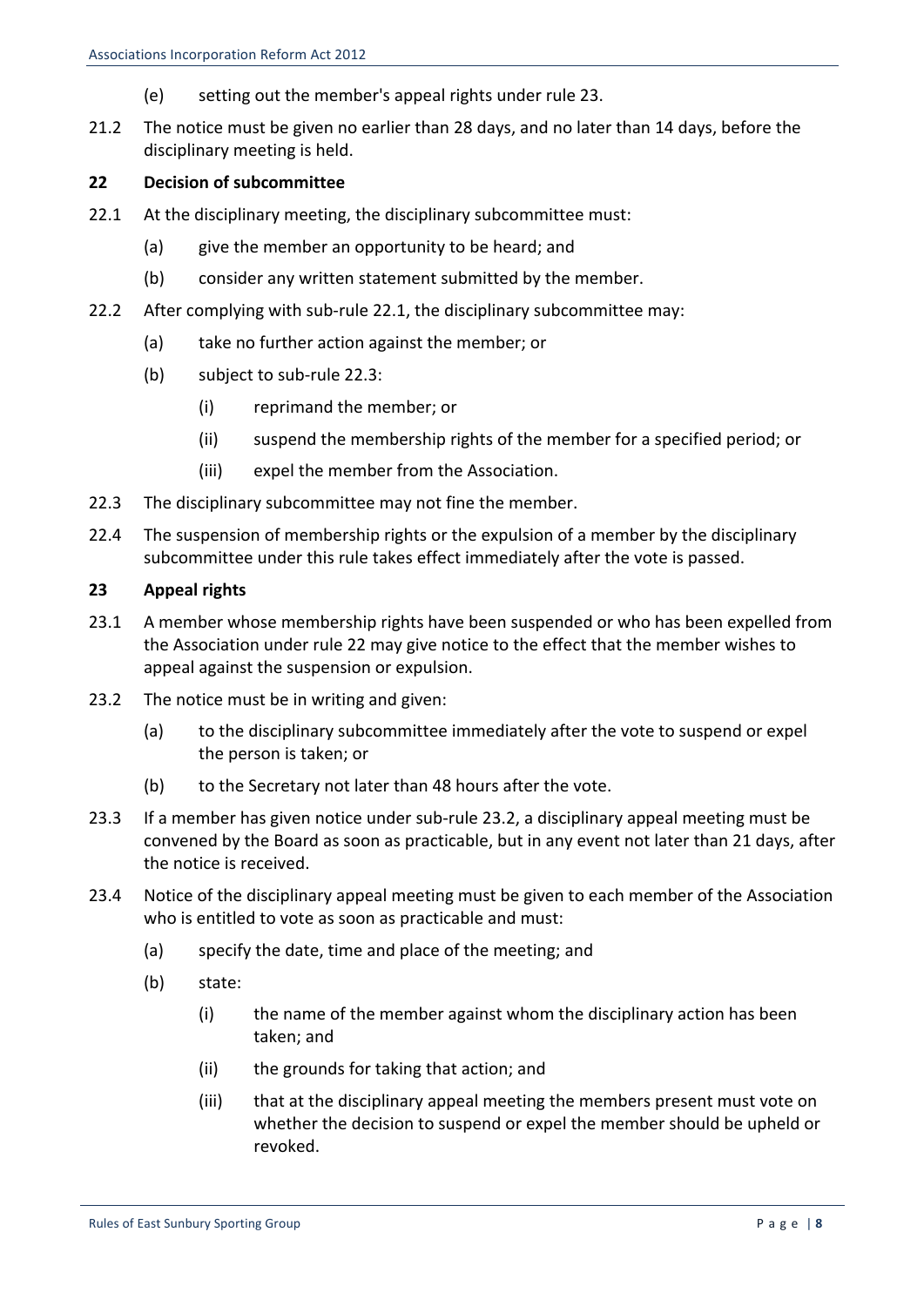(e) setting out the member's appeal rights under rule 23.

21.2 The notice must be given no earlier than 28 days, and no later than 14 days, before the disciplinary meeting is held.

**22 Decision of subcommittee**

22.1 At the disciplinary meeting, the disciplinary subcommittee must:

(a) give the member an opportunity to be heard; and

(b) consider any written statement submitted by the member.

22.2 After complying with sub-rule 22.1, the disciplinary subcommittee may:

(a) take no further action against the member; or

(b) subject to sub-rule 22.3:

(i) reprimand the member; or

(ii) suspend the membership rights of the member for a specified period; or

(iii) expel the member from the Association.

22.3 The disciplinary subcommittee may not fine the member.

22.4 The suspension of membership rights or the expulsion of a member by the disciplinary subcommittee under this rule takes effect immediately after the vote is passed.

**23 Appeal rights**

23.1 A member whose membership rights have been suspended or who has been expelled from the Association under rule 22 may give notice to the effect that the member wishes to appeal against the suspension or expulsion.

23.2 The notice must be in writing and given:

(a) to the disciplinary subcommittee immediately after the vote to suspend or expel the person is taken; or

(b) to the Secretary not later than 48 hours after the vote.

23.3 If a member has given notice under sub-rule 23.2, a disciplinary appeal meeting must be convened by the Board as soon as practicable, but in any event not later than 21 days, after the notice is received.

23.4 Notice of the disciplinary appeal meeting must be given to each member of the Association who is entitled to vote as soon as practicable and must:

(a) specify the date, time and place of the meeting; and

(b) state:

(i) the name of the member against whom the disciplinary action has been taken; and

(ii) the grounds for taking that action; and

(iii) that at the disciplinary appeal meeting the members present must vote on whether the decision to suspend or expel the member should be upheld or revoked.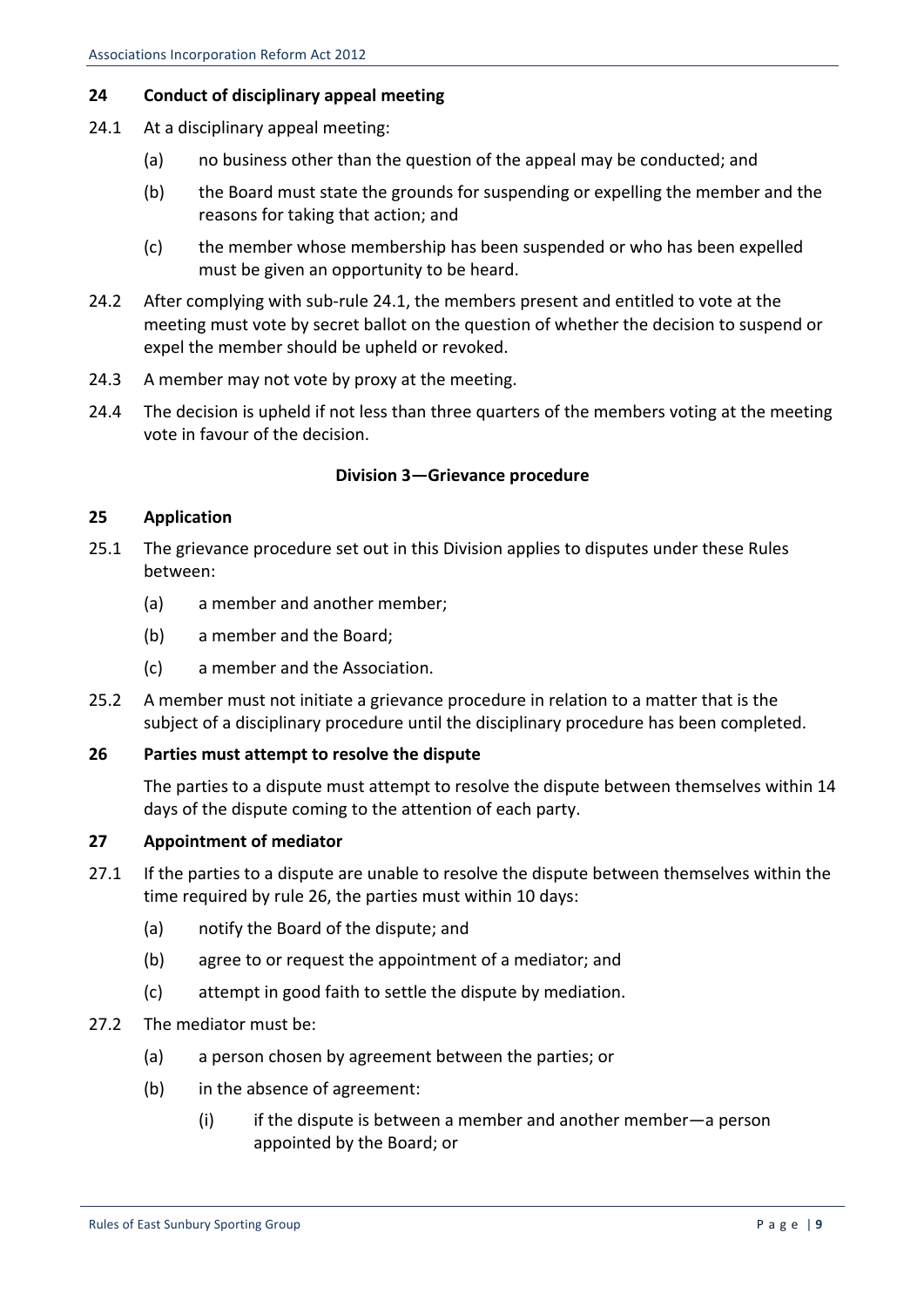### 24 Conduct of disciplinary appeal meeting

24.1 At a disciplinary appeal meeting:

(a) no business other than the question of the appeal may be conducted; and

(b) the Board must state the grounds for suspending or expelling the member and the reasons for taking that action; and

(c) the member whose membership has been suspended or who has been expelled must be given an opportunity to be heard.

24.2 After complying with sub-rule 24.1, the members present and entitled to vote at the meeting must vote by secret ballot on the question of whether the decision to suspend or expel the member should be upheld or revoked.

24.3 A member may not vote by proxy at the meeting.

24.4 The decision is upheld if not less than three quarters of the members voting at the meeting vote in favour of the decision.

## Division 3—Grievance procedure

### 25 Application

25.1 The grievance procedure set out in this Division applies to disputes under these Rules between:

(a) a member and another member;

(b) a member and the Board;

(c) a member and the Association.

25.2 A member must not initiate a grievance procedure in relation to a matter that is the subject of a disciplinary procedure until the disciplinary procedure has been completed.

### 26 Parties must attempt to resolve the dispute

The parties to a dispute must attempt to resolve the dispute between themselves within 14 days of the dispute coming to the attention of each party.

### 27 Appointment of mediator

27.1 If the parties to a dispute are unable to resolve the dispute between themselves within the time required by rule 26, the parties must within 10 days:

(a) notify the Board of the dispute; and

(b) agree to or request the appointment of a mediator; and

(c) attempt in good faith to settle the dispute by mediation.

27.2 The mediator must be:

(a) a person chosen by agreement between the parties; or

(b) in the absence of agreement:

(i) if the dispute is between a member and another member—a person appointed by the Board; or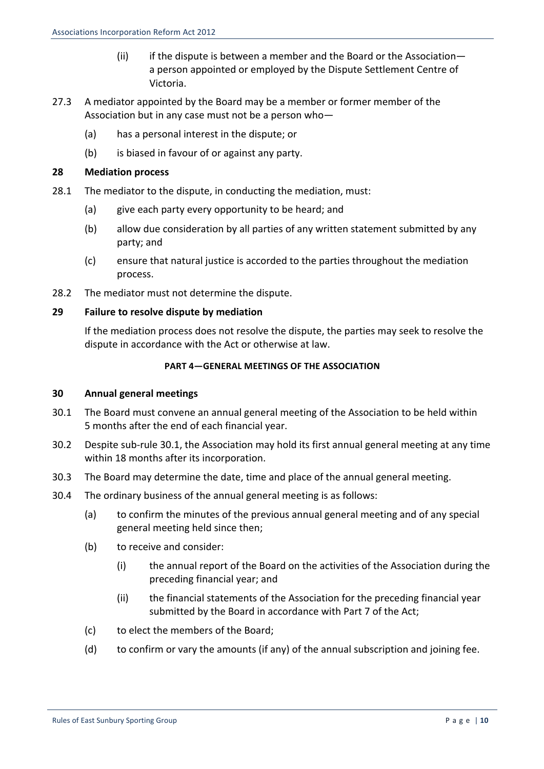(ii) if the dispute is between a member and the Board or the Association—a person appointed or employed by the Dispute Settlement Centre of Victoria.

27.3 A mediator appointed by the Board may be a member or former member of the Association but in any case must not be a person who—

(a) has a personal interest in the dispute; or

(b) is biased in favour of or against any party.

**28 Mediation process**

28.1 The mediator to the dispute, in conducting the mediation, must:

(a) give each party every opportunity to be heard; and

(b) allow due consideration by all parties of any written statement submitted by any party; and

(c) ensure that natural justice is accorded to the parties throughout the mediation process.

28.2 The mediator must not determine the dispute.

**29 Failure to resolve dispute by mediation**

If the mediation process does not resolve the dispute, the parties may seek to resolve the dispute in accordance with the Act or otherwise at law.

**PART 4—GENERAL MEETINGS OF THE ASSOCIATION**

**30 Annual general meetings**

30.1 The Board must convene an annual general meeting of the Association to be held within 5 months after the end of each financial year.

30.2 Despite sub-rule 30.1, the Association may hold its first annual general meeting at any time within 18 months after its incorporation.

30.3 The Board may determine the date, time and place of the annual general meeting.

30.4 The ordinary business of the annual general meeting is as follows:

(a) to confirm the minutes of the previous annual general meeting and of any special general meeting held since then;

(b) to receive and consider:

(i) the annual report of the Board on the activities of the Association during the preceding financial year; and

(ii) the financial statements of the Association for the preceding financial year submitted by the Board in accordance with Part 7 of the Act;

(c) to elect the members of the Board;

(d) to confirm or vary the amounts (if any) of the annual subscription and joining fee.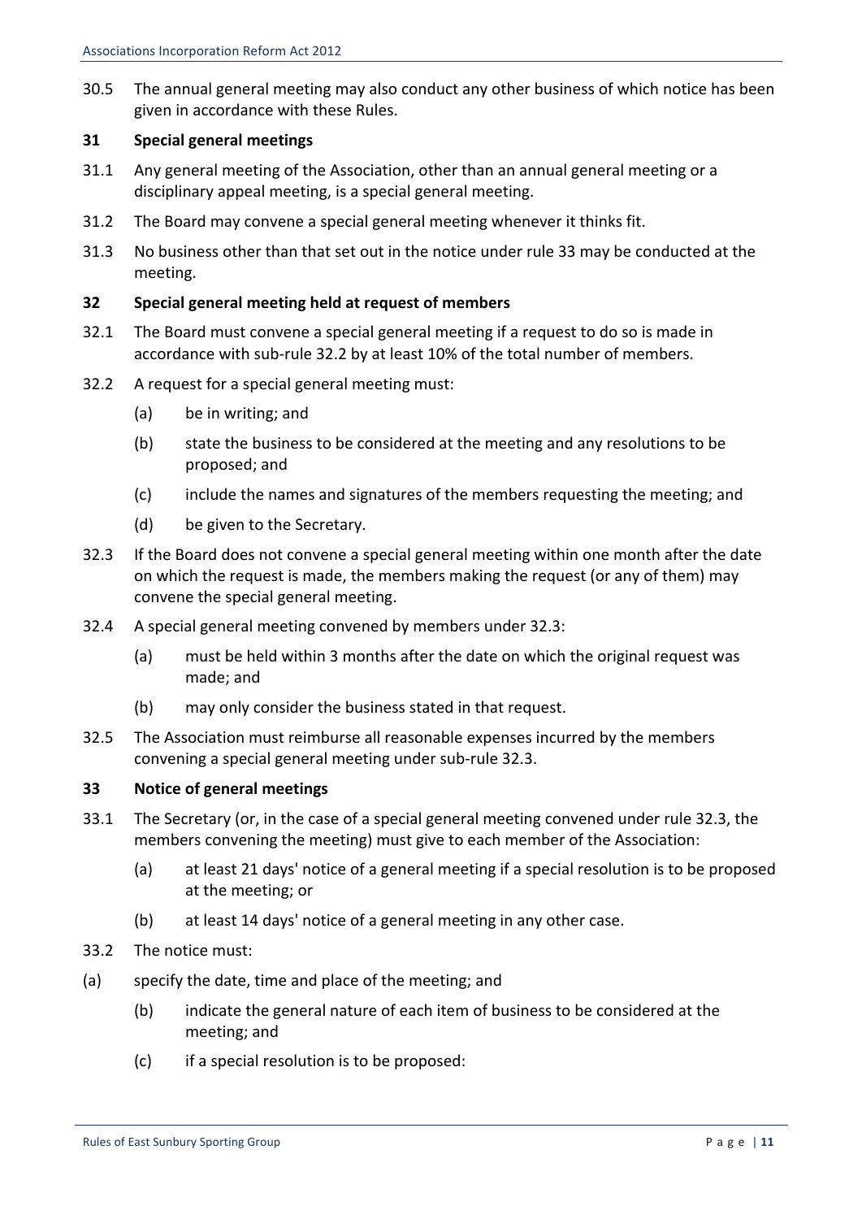30.5 The annual general meeting may also conduct any other business of which notice has been given in accordance with these Rules.

## 31 Special general meetings

31.1 Any general meeting of the Association, other than an annual general meeting or a disciplinary appeal meeting, is a special general meeting.

31.2 The Board may convene a special general meeting whenever it thinks fit.

31.3 No business other than that set out in the notice under rule 33 may be conducted at the meeting.

## 32 Special general meeting held at request of members

32.1 The Board must convene a special general meeting if a request to do so is made in accordance with sub-rule 32.2 by at least 10% of the total number of members.

32.2 A request for a special general meeting must:

- (a) be in writing; and
- (b) state the business to be considered at the meeting and any resolutions to be proposed; and
- (c) include the names and signatures of the members requesting the meeting; and
- (d) be given to the Secretary.

32.3 If the Board does not convene a special general meeting within one month after the date on which the request is made, the members making the request (or any of them) may convene the special general meeting.

32.4 A special general meeting convened by members under 32.3:

- (a) must be held within 3 months after the date on which the original request was made; and
- (b) may only consider the business stated in that request.

32.5 The Association must reimburse all reasonable expenses incurred by the members convening a special general meeting under sub-rule 32.3.

## 33 Notice of general meetings

33.1 The Secretary (or, in the case of a special general meeting convened under rule 32.3, the members convening the meeting) must give to each member of the Association:

- (a) at least 21 days' notice of a general meeting if a special resolution is to be proposed at the meeting; or
- (b) at least 14 days' notice of a general meeting in any other case.

33.2 The notice must:

- (a) specify the date, time and place of the meeting; and
- (b) indicate the general nature of each item of business to be considered at the meeting; and
- (c) if a special resolution is to be proposed: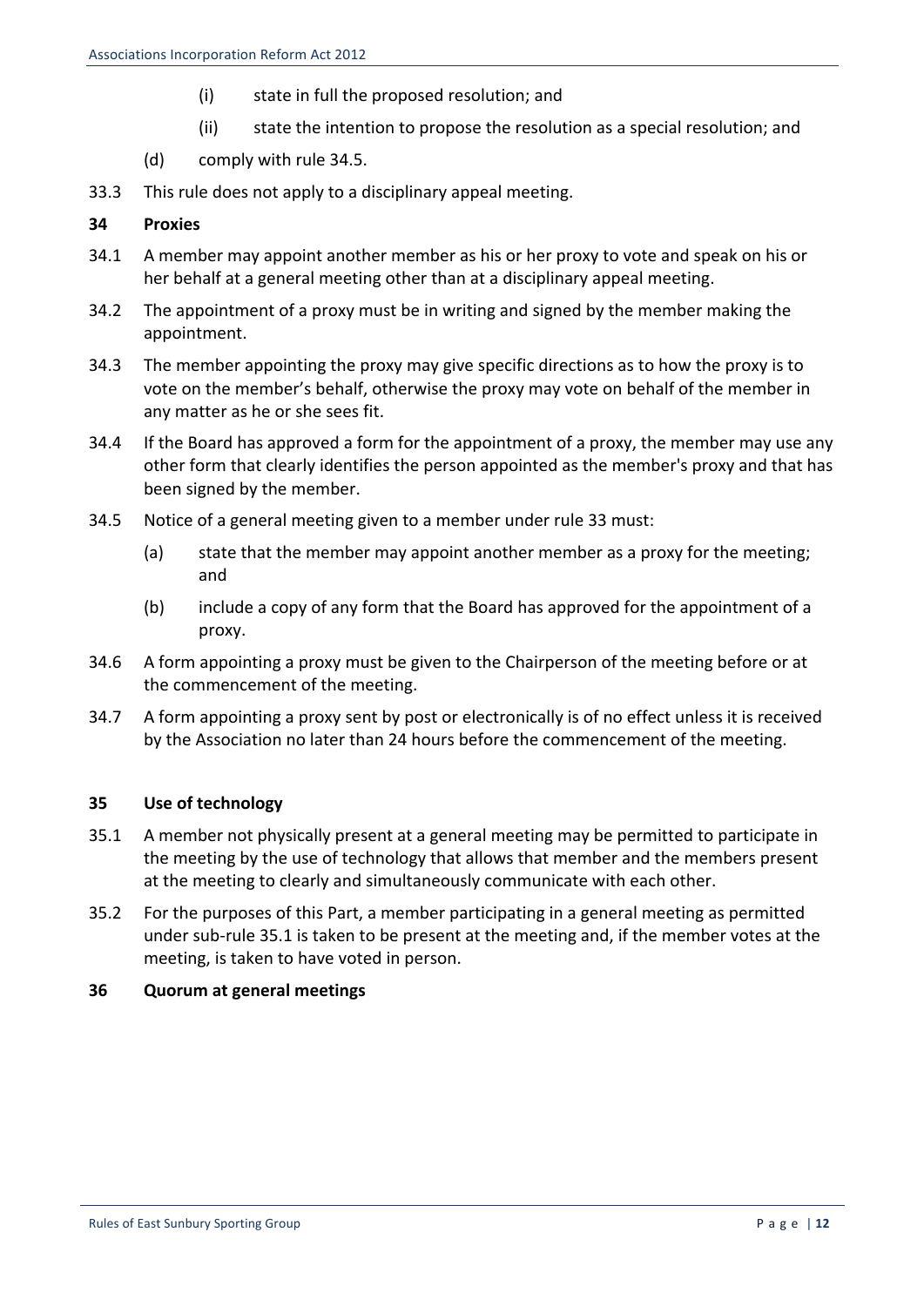(i) state in full the proposed resolution; and

(ii) state the intention to propose the resolution as a special resolution; and

(d) comply with rule 34.5.

33.3 This rule does not apply to a disciplinary appeal meeting.

**34 Proxies**

34.1 A member may appoint another member as his or her proxy to vote and speak on his or her behalf at a general meeting other than at a disciplinary appeal meeting.

34.2 The appointment of a proxy must be in writing and signed by the member making the appointment.

34.3 The member appointing the proxy may give specific directions as to how the proxy is to vote on the member's behalf, otherwise the proxy may vote on behalf of the member in any matter as he or she sees fit.

34.4 If the Board has approved a form for the appointment of a proxy, the member may use any other form that clearly identifies the person appointed as the member's proxy and that has been signed by the member.

34.5 Notice of a general meeting given to a member under rule 33 must:

(a) state that the member may appoint another member as a proxy for the meeting; and

(b) include a copy of any form that the Board has approved for the appointment of a proxy.

34.6 A form appointing a proxy must be given to the Chairperson of the meeting before or at the commencement of the meeting.

34.7 A form appointing a proxy sent by post or electronically is of no effect unless it is received by the Association no later than 24 hours before the commencement of the meeting.

**35 Use of technology**

35.1 A member not physically present at a general meeting may be permitted to participate in the meeting by the use of technology that allows that member and the members present at the meeting to clearly and simultaneously communicate with each other.

35.2 For the purposes of this Part, a member participating in a general meeting as permitted under sub-rule 35.1 is taken to be present at the meeting and, if the member votes at the meeting, is taken to have voted in person.

**36 Quorum at general meetings**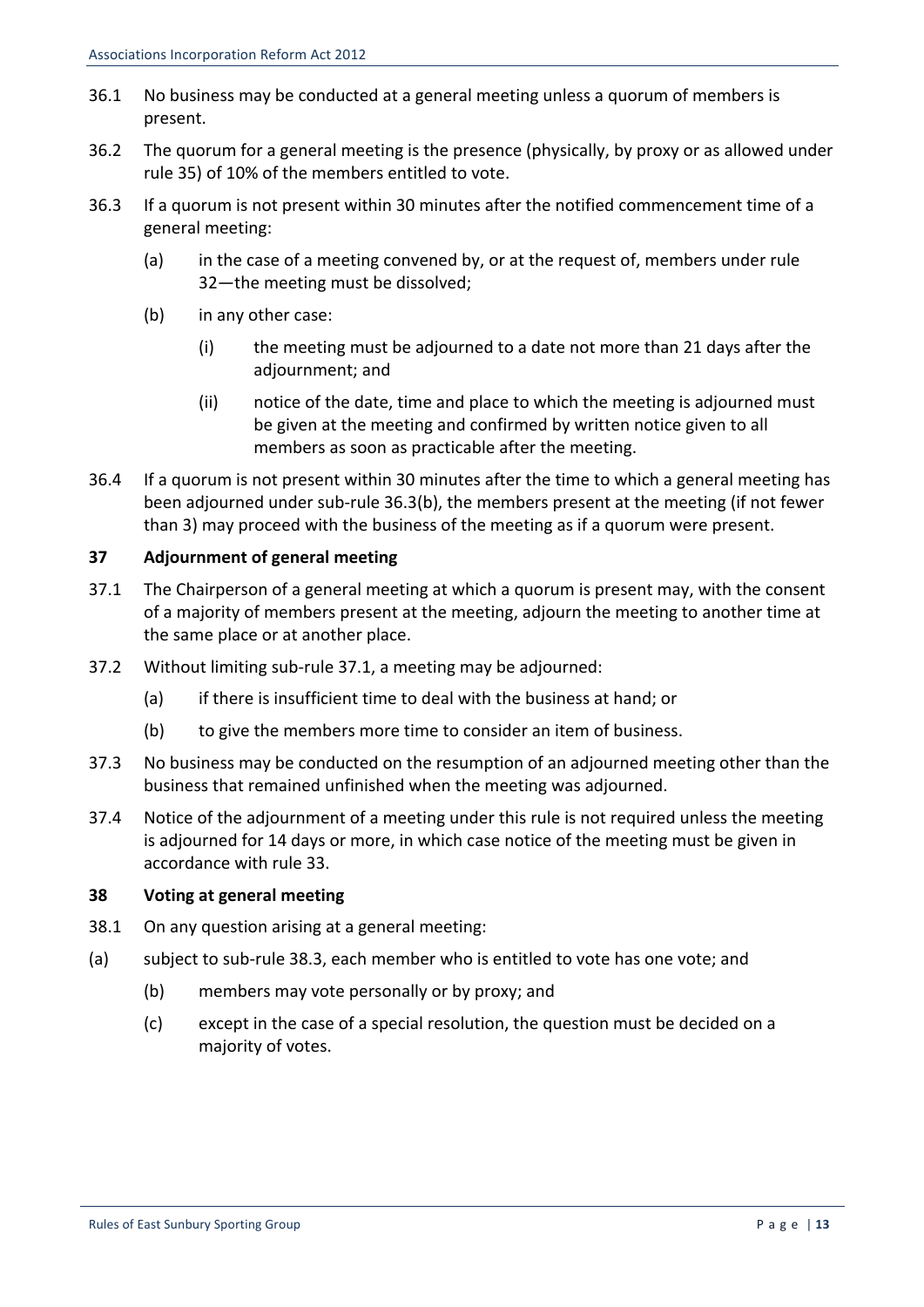36.1 No business may be conducted at a general meeting unless a quorum of members is present.

36.2 The quorum for a general meeting is the presence (physically, by proxy or as allowed under rule 35) of 10% of the members entitled to vote.

36.3 If a quorum is not present within 30 minutes after the notified commencement time of a general meeting:

- (a) in the case of a meeting convened by, or at the request of, members under rule 32—the meeting must be dissolved;
- (b) in any other case:
  - (i) the meeting must be adjourned to a date not more than 21 days after the adjournment; and
  - (ii) notice of the date, time and place to which the meeting is adjourned must be given at the meeting and confirmed by written notice given to all members as soon as practicable after the meeting.

36.4 If a quorum is not present within 30 minutes after the time to which a general meeting has been adjourned under sub-rule 36.3(b), the members present at the meeting (if not fewer than 3) may proceed with the business of the meeting as if a quorum were present.

**37 Adjournment of general meeting**

37.1 The Chairperson of a general meeting at which a quorum is present may, with the consent of a majority of members present at the meeting, adjourn the meeting to another time at the same place or at another place.

37.2 Without limiting sub-rule 37.1, a meeting may be adjourned:

- (a) if there is insufficient time to deal with the business at hand; or
- (b) to give the members more time to consider an item of business.

37.3 No business may be conducted on the resumption of an adjourned meeting other than the business that remained unfinished when the meeting was adjourned.

37.4 Notice of the adjournment of a meeting under this rule is not required unless the meeting is adjourned for 14 days or more, in which case notice of the meeting must be given in accordance with rule 33.

**38 Voting at general meeting**

38.1 On any question arising at a general meeting:

- (a) subject to sub-rule 38.3, each member who is entitled to vote has one vote; and
- (b) members may vote personally or by proxy; and
- (c) except in the case of a special resolution, the question must be decided on a majority of votes.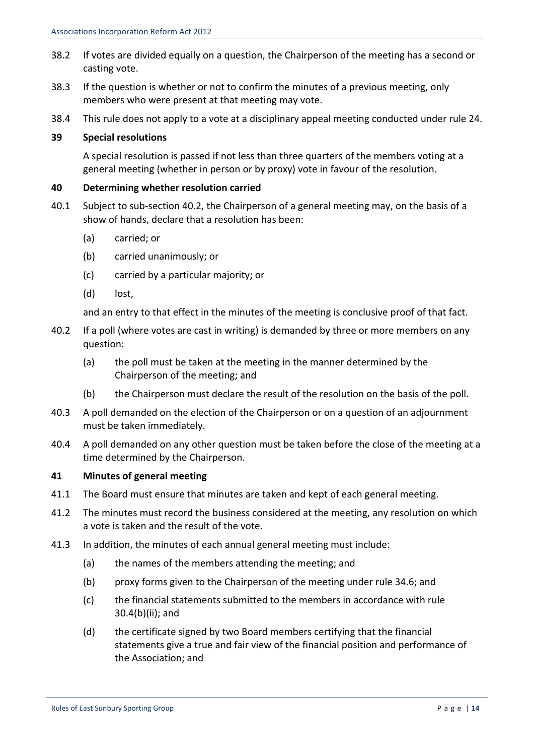38.2 If votes are divided equally on a question, the Chairperson of the meeting has a second or casting vote.

38.3 If the question is whether or not to confirm the minutes of a previous meeting, only members who were present at that meeting may vote.

38.4 This rule does not apply to a vote at a disciplinary appeal meeting conducted under rule 24.

### 39 Special resolutions

A special resolution is passed if not less than three quarters of the members voting at a general meeting (whether in person or by proxy) vote in favour of the resolution.

### 40 Determining whether resolution carried

40.1 Subject to sub-section 40.2, the Chairperson of a general meeting may, on the basis of a show of hands, declare that a resolution has been:

- (a) carried; or
- (b) carried unanimously; or
- (c) carried by a particular majority; or
- (d) lost,

and an entry to that effect in the minutes of the meeting is conclusive proof of that fact.

40.2 If a poll (where votes are cast in writing) is demanded by three or more members on any question:

- (a) the poll must be taken at the meeting in the manner determined by the Chairperson of the meeting; and
- (b) the Chairperson must declare the result of the resolution on the basis of the poll.

40.3 A poll demanded on the election of the Chairperson or on a question of an adjournment must be taken immediately.

40.4 A poll demanded on any other question must be taken before the close of the meeting at a time determined by the Chairperson.

### 41 Minutes of general meeting

41.1 The Board must ensure that minutes are taken and kept of each general meeting.

41.2 The minutes must record the business considered at the meeting, any resolution on which a vote is taken and the result of the vote.

41.3 In addition, the minutes of each annual general meeting must include:

- (a) the names of the members attending the meeting; and
- (b) proxy forms given to the Chairperson of the meeting under rule 34.6; and
- (c) the financial statements submitted to the members in accordance with rule 30.4(b)(ii); and
- (d) the certificate signed by two Board members certifying that the financial statements give a true and fair view of the financial position and performance of the Association; and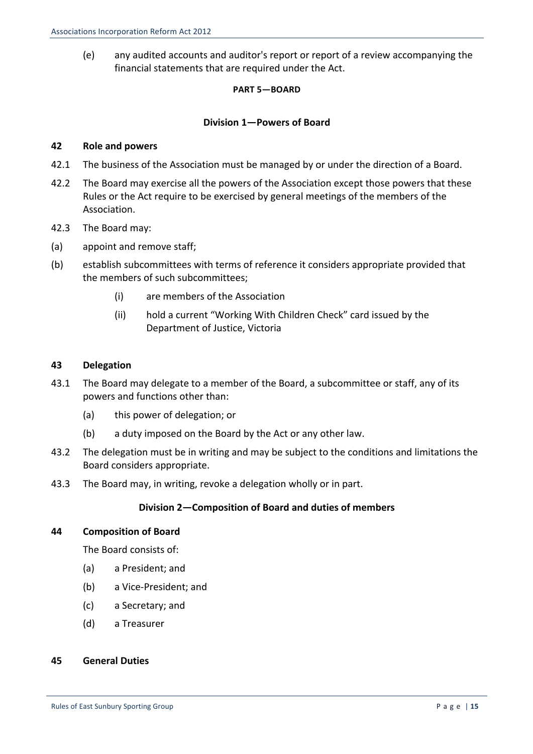(e) any audited accounts and auditor's report or report of a review accompanying the financial statements that are required under the Act.

## PART 5—BOARD

### Division 1—Powers of Board

#### 42 Role and powers

42.1 The business of the Association must be managed by or under the direction of a Board.

42.2 The Board may exercise all the powers of the Association except those powers that these Rules or the Act require to be exercised by general meetings of the members of the Association.

42.3 The Board may:

(a) appoint and remove staff;

(b) establish subcommittees with terms of reference it considers appropriate provided that the members of such subcommittees;

   (i) are members of the Association

   (ii) hold a current "Working With Children Check" card issued by the Department of Justice, Victoria

#### 43 Delegation

43.1 The Board may delegate to a member of the Board, a subcommittee or staff, any of its powers and functions other than:

   (a) this power of delegation; or

   (b) a duty imposed on the Board by the Act or any other law.

43.2 The delegation must be in writing and may be subject to the conditions and limitations the Board considers appropriate.

43.3 The Board may, in writing, revoke a delegation wholly or in part.

### Division 2—Composition of Board and duties of members

#### 44 Composition of Board

The Board consists of:

   (a) a President; and

   (b) a Vice-President; and

   (c) a Secretary; and

   (d) a Treasurer

#### 45 General Duties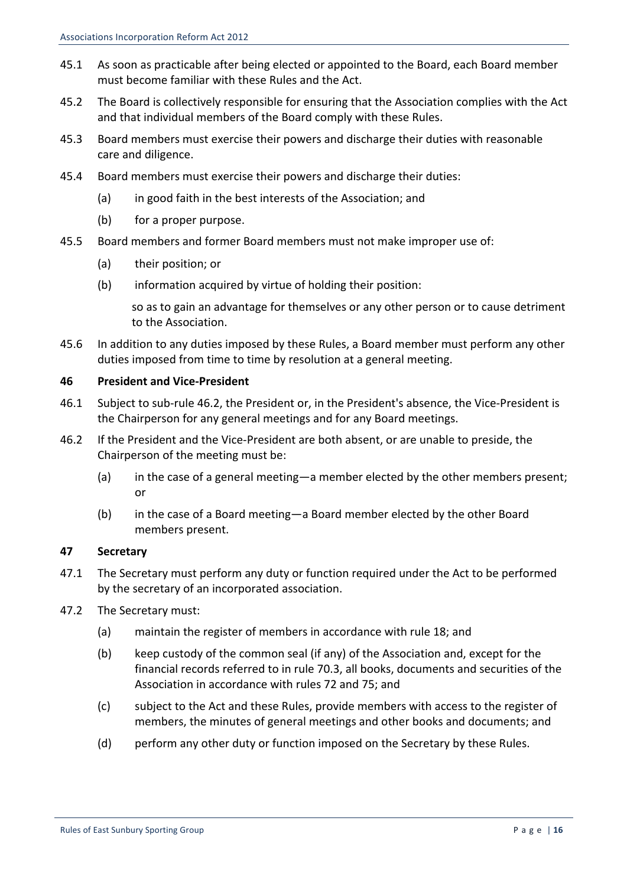45.1 As soon as practicable after being elected or appointed to the Board, each Board member must become familiar with these Rules and the Act.

45.2 The Board is collectively responsible for ensuring that the Association complies with the Act and that individual members of the Board comply with these Rules.

45.3 Board members must exercise their powers and discharge their duties with reasonable care and diligence.

45.4 Board members must exercise their powers and discharge their duties:

(a) in good faith in the best interests of the Association; and

(b) for a proper purpose.

45.5 Board members and former Board members must not make improper use of:

(a) their position; or

(b) information acquired by virtue of holding their position:

so as to gain an advantage for themselves or any other person or to cause detriment to the Association.

45.6 In addition to any duties imposed by these Rules, a Board member must perform any other duties imposed from time to time by resolution at a general meeting.

**46 President and Vice-President**

46.1 Subject to sub-rule 46.2, the President or, in the President's absence, the Vice-President is the Chairperson for any general meetings and for any Board meetings.

46.2 If the President and the Vice-President are both absent, or are unable to preside, the Chairperson of the meeting must be:

(a) in the case of a general meeting—a member elected by the other members present; or

(b) in the case of a Board meeting—a Board member elected by the other Board members present.

**47 Secretary**

47.1 The Secretary must perform any duty or function required under the Act to be performed by the secretary of an incorporated association.

47.2 The Secretary must:

(a) maintain the register of members in accordance with rule 18; and

(b) keep custody of the common seal (if any) of the Association and, except for the financial records referred to in rule 70.3, all books, documents and securities of the Association in accordance with rules 72 and 75; and

(c) subject to the Act and these Rules, provide members with access to the register of members, the minutes of general meetings and other books and documents; and

(d) perform any other duty or function imposed on the Secretary by these Rules.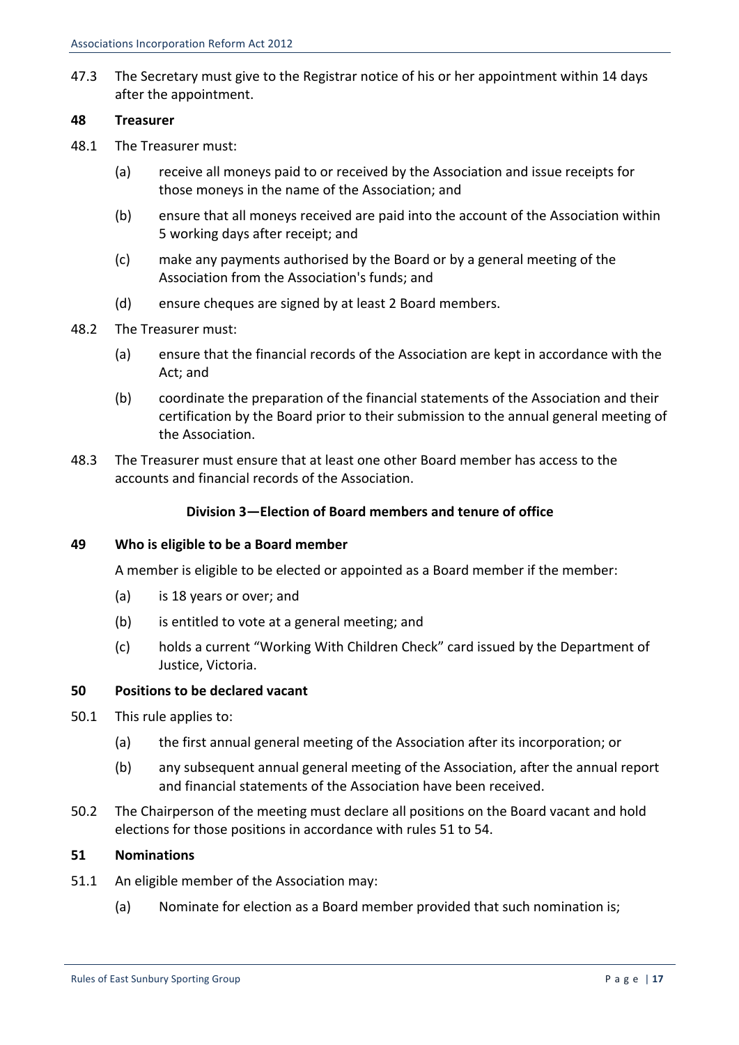47.3 The Secretary must give to the Registrar notice of his or her appointment within 14 days after the appointment.

**48 Treasurer**

48.1 The Treasurer must:

(a) receive all moneys paid to or received by the Association and issue receipts for those moneys in the name of the Association; and

(b) ensure that all moneys received are paid into the account of the Association within 5 working days after receipt; and

(c) make any payments authorised by the Board or by a general meeting of the Association from the Association's funds; and

(d) ensure cheques are signed by at least 2 Board members.

48.2 The Treasurer must:

(a) ensure that the financial records of the Association are kept in accordance with the Act; and

(b) coordinate the preparation of the financial statements of the Association and their certification by the Board prior to their submission to the annual general meeting of the Association.

48.3 The Treasurer must ensure that at least one other Board member has access to the accounts and financial records of the Association.

**Division 3—Election of Board members and tenure of office**

**49 Who is eligible to be a Board member**

A member is eligible to be elected or appointed as a Board member if the member:

(a) is 18 years or over; and

(b) is entitled to vote at a general meeting; and

(c) holds a current "Working With Children Check" card issued by the Department of Justice, Victoria.

**50 Positions to be declared vacant**

50.1 This rule applies to:

(a) the first annual general meeting of the Association after its incorporation; or

(b) any subsequent annual general meeting of the Association, after the annual report and financial statements of the Association have been received.

50.2 The Chairperson of the meeting must declare all positions on the Board vacant and hold elections for those positions in accordance with rules 51 to 54.

**51 Nominations**

51.1 An eligible member of the Association may:

(a) Nominate for election as a Board member provided that such nomination is;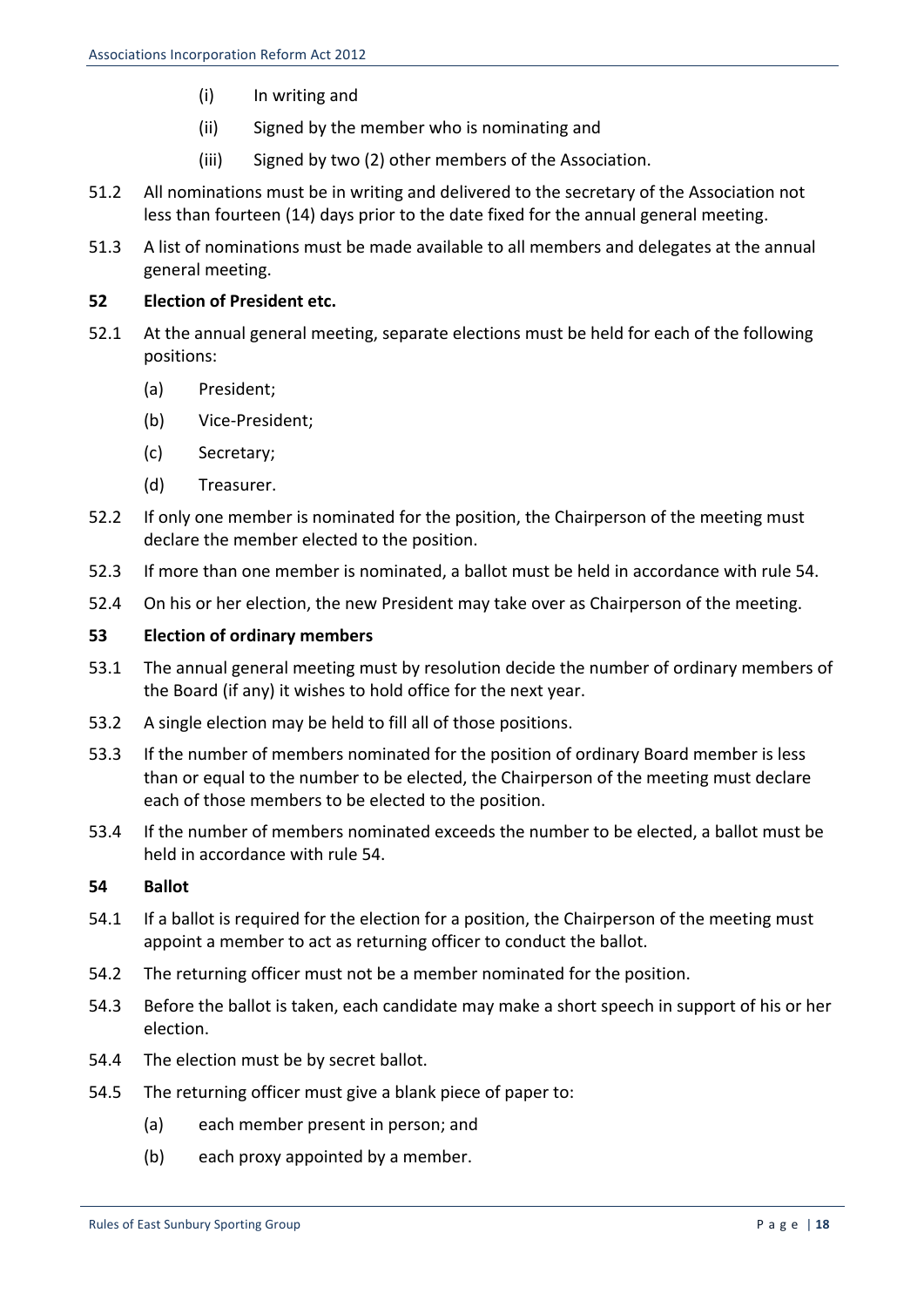(i) In writing and

(ii) Signed by the member who is nominating and

(iii) Signed by two (2) other members of the Association.

51.2 All nominations must be in writing and delivered to the secretary of the Association not less than fourteen (14) days prior to the date fixed for the annual general meeting.

51.3 A list of nominations must be made available to all members and delegates at the annual general meeting.

### 52 Election of President etc.

52.1 At the annual general meeting, separate elections must be held for each of the following positions:

(a) President;

(b) Vice-President;

(c) Secretary;

(d) Treasurer.

52.2 If only one member is nominated for the position, the Chairperson of the meeting must declare the member elected to the position.

52.3 If more than one member is nominated, a ballot must be held in accordance with rule 54.

52.4 On his or her election, the new President may take over as Chairperson of the meeting.

### 53 Election of ordinary members

53.1 The annual general meeting must by resolution decide the number of ordinary members of the Board (if any) it wishes to hold office for the next year.

53.2 A single election may be held to fill all of those positions.

53.3 If the number of members nominated for the position of ordinary Board member is less than or equal to the number to be elected, the Chairperson of the meeting must declare each of those members to be elected to the position.

53.4 If the number of members nominated exceeds the number to be elected, a ballot must be held in accordance with rule 54.

### 54 Ballot

54.1 If a ballot is required for the election for a position, the Chairperson of the meeting must appoint a member to act as returning officer to conduct the ballot.

54.2 The returning officer must not be a member nominated for the position.

54.3 Before the ballot is taken, each candidate may make a short speech in support of his or her election.

54.4 The election must be by secret ballot.

54.5 The returning officer must give a blank piece of paper to:

(a) each member present in person; and

(b) each proxy appointed by a member.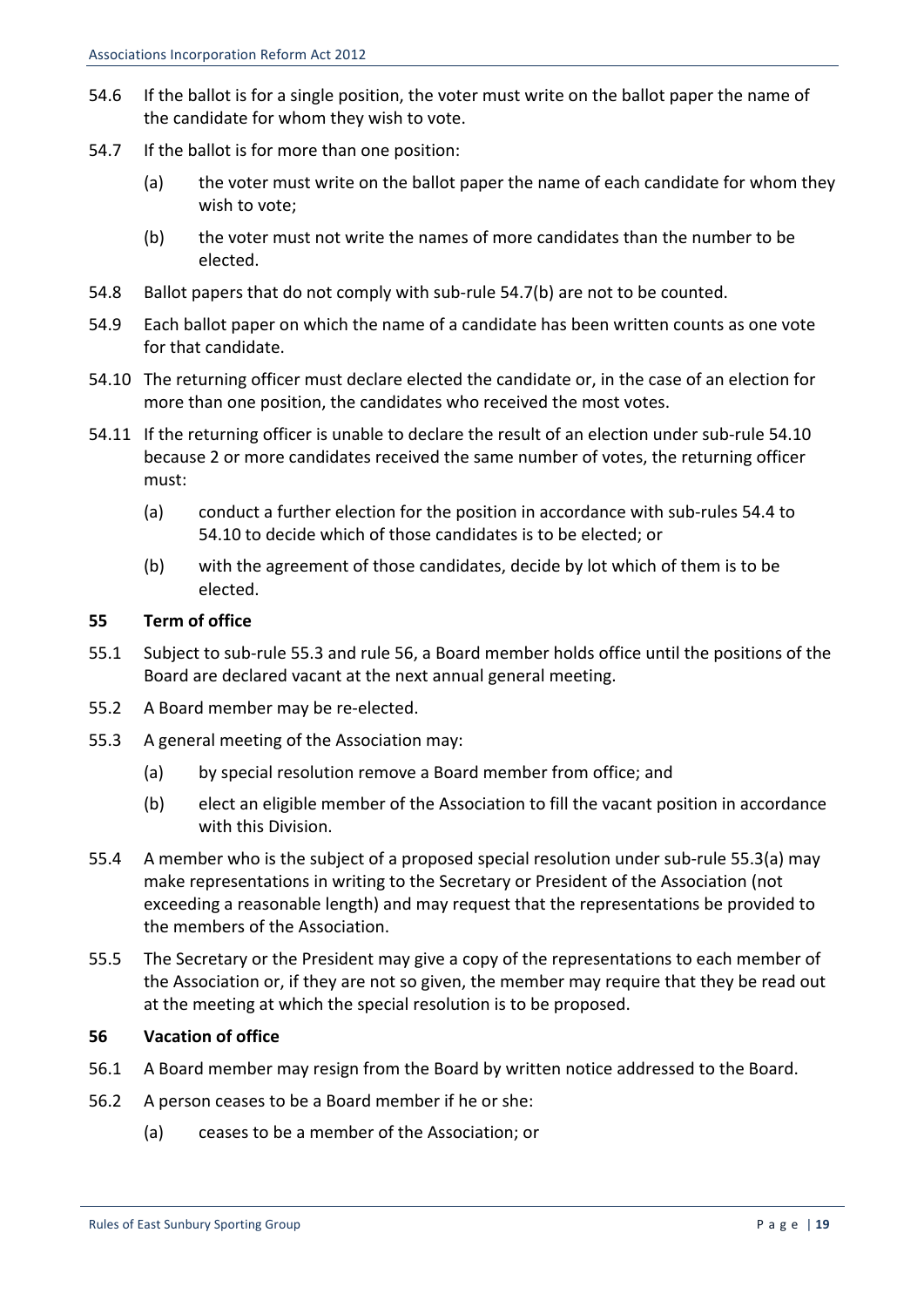54.6 If the ballot is for a single position, the voter must write on the ballot paper the name of the candidate for whom they wish to vote.

54.7 If the ballot is for more than one position:

- (a) the voter must write on the ballot paper the name of each candidate for whom they wish to vote;
- (b) the voter must not write the names of more candidates than the number to be elected.

54.8 Ballot papers that do not comply with sub-rule 54.7(b) are not to be counted.

54.9 Each ballot paper on which the name of a candidate has been written counts as one vote for that candidate.

54.10 The returning officer must declare elected the candidate or, in the case of an election for more than one position, the candidates who received the most votes.

54.11 If the returning officer is unable to declare the result of an election under sub-rule 54.10 because 2 or more candidates received the same number of votes, the returning officer must:

- (a) conduct a further election for the position in accordance with sub-rules 54.4 to 54.10 to decide which of those candidates is to be elected; or
- (b) with the agreement of those candidates, decide by lot which of them is to be elected.

### 55 Term of office

55.1 Subject to sub-rule 55.3 and rule 56, a Board member holds office until the positions of the Board are declared vacant at the next annual general meeting.

55.2 A Board member may be re-elected.

55.3 A general meeting of the Association may:

- (a) by special resolution remove a Board member from office; and
- (b) elect an eligible member of the Association to fill the vacant position in accordance with this Division.

55.4 A member who is the subject of a proposed special resolution under sub-rule 55.3(a) may make representations in writing to the Secretary or President of the Association (not exceeding a reasonable length) and may request that the representations be provided to the members of the Association.

55.5 The Secretary or the President may give a copy of the representations to each member of the Association or, if they are not so given, the member may require that they be read out at the meeting at which the special resolution is to be proposed.

### 56 Vacation of office

56.1 A Board member may resign from the Board by written notice addressed to the Board.

56.2 A person ceases to be a Board member if he or she:

- (a) ceases to be a member of the Association; or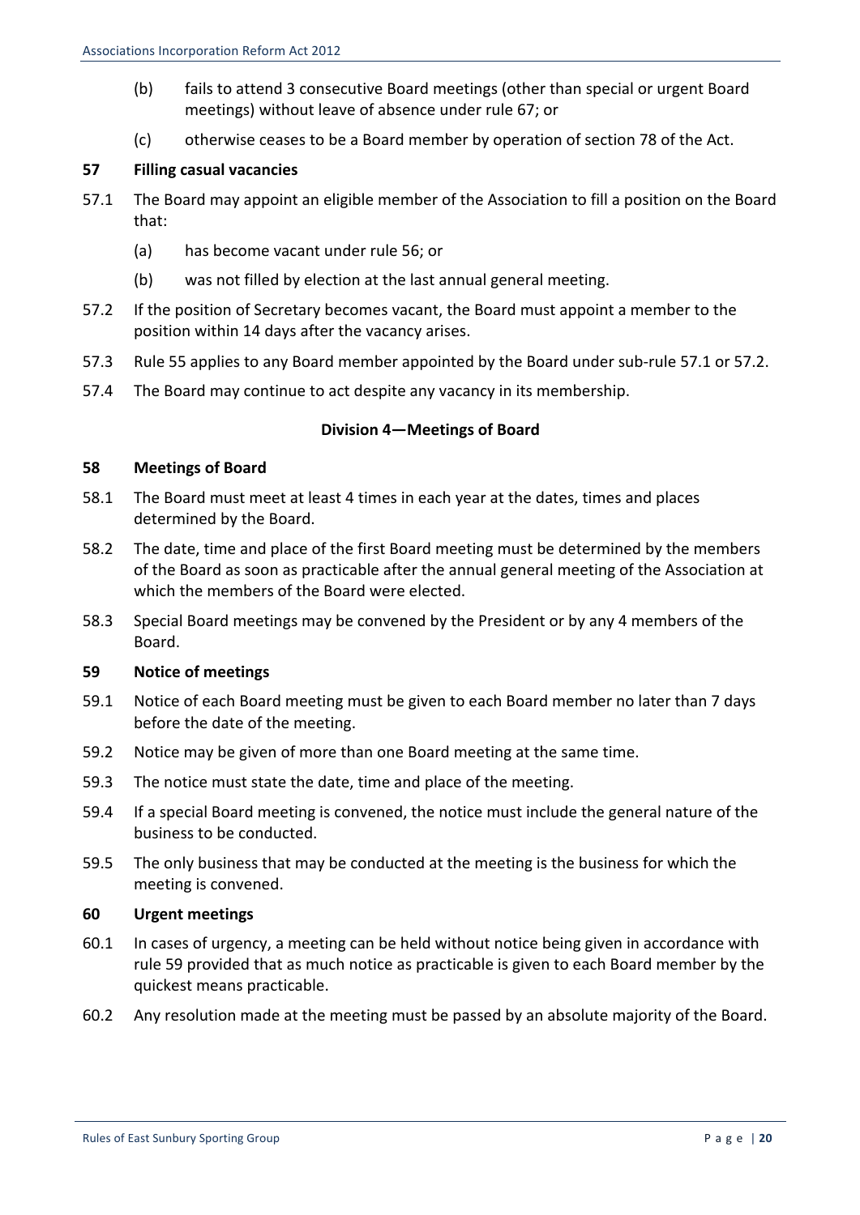(b) fails to attend 3 consecutive Board meetings (other than special or urgent Board meetings) without leave of absence under rule 67; or

(c) otherwise ceases to be a Board member by operation of section 78 of the Act.

**57 Filling casual vacancies**

57.1 The Board may appoint an eligible member of the Association to fill a position on the Board that:

(a) has become vacant under rule 56; or

(b) was not filled by election at the last annual general meeting.

57.2 If the position of Secretary becomes vacant, the Board must appoint a member to the position within 14 days after the vacancy arises.

57.3 Rule 55 applies to any Board member appointed by the Board under sub-rule 57.1 or 57.2.

57.4 The Board may continue to act despite any vacancy in its membership.

### Division 4—Meetings of Board

**58 Meetings of Board**

58.1 The Board must meet at least 4 times in each year at the dates, times and places determined by the Board.

58.2 The date, time and place of the first Board meeting must be determined by the members of the Board as soon as practicable after the annual general meeting of the Association at which the members of the Board were elected.

58.3 Special Board meetings may be convened by the President or by any 4 members of the Board.

**59 Notice of meetings**

59.1 Notice of each Board meeting must be given to each Board member no later than 7 days before the date of the meeting.

59.2 Notice may be given of more than one Board meeting at the same time.

59.3 The notice must state the date, time and place of the meeting.

59.4 If a special Board meeting is convened, the notice must include the general nature of the business to be conducted.

59.5 The only business that may be conducted at the meeting is the business for which the meeting is convened.

**60 Urgent meetings**

60.1 In cases of urgency, a meeting can be held without notice being given in accordance with rule 59 provided that as much notice as practicable is given to each Board member by the quickest means practicable.

60.2 Any resolution made at the meeting must be passed by an absolute majority of the Board.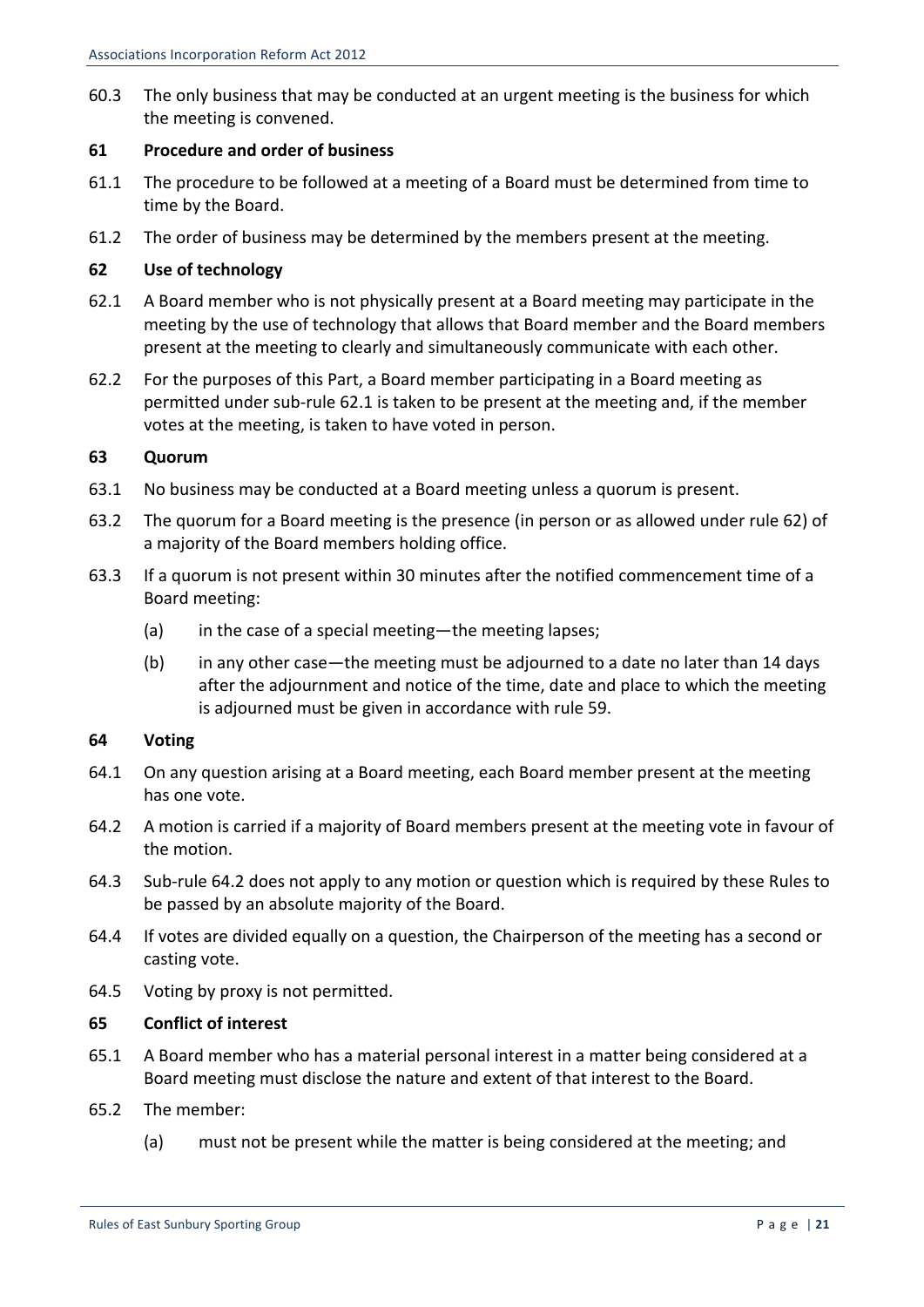60.3 The only business that may be conducted at an urgent meeting is the business for which the meeting is convened.

### 61 Procedure and order of business

61.1 The procedure to be followed at a meeting of a Board must be determined from time to time by the Board.

61.2 The order of business may be determined by the members present at the meeting.

### 62 Use of technology

62.1 A Board member who is not physically present at a Board meeting may participate in the meeting by the use of technology that allows that Board member and the Board members present at the meeting to clearly and simultaneously communicate with each other.

62.2 For the purposes of this Part, a Board member participating in a Board meeting as permitted under sub-rule 62.1 is taken to be present at the meeting and, if the member votes at the meeting, is taken to have voted in person.

### 63 Quorum

63.1 No business may be conducted at a Board meeting unless a quorum is present.

63.2 The quorum for a Board meeting is the presence (in person or as allowed under rule 62) of a majority of the Board members holding office.

63.3 If a quorum is not present within 30 minutes after the notified commencement time of a Board meeting:

(a) in the case of a special meeting—the meeting lapses;

(b) in any other case—the meeting must be adjourned to a date no later than 14 days after the adjournment and notice of the time, date and place to which the meeting is adjourned must be given in accordance with rule 59.

### 64 Voting

64.1 On any question arising at a Board meeting, each Board member present at the meeting has one vote.

64.2 A motion is carried if a majority of Board members present at the meeting vote in favour of the motion.

64.3 Sub-rule 64.2 does not apply to any motion or question which is required by these Rules to be passed by an absolute majority of the Board.

64.4 If votes are divided equally on a question, the Chairperson of the meeting has a second or casting vote.

64.5 Voting by proxy is not permitted.

### 65 Conflict of interest

65.1 A Board member who has a material personal interest in a matter being considered at a Board meeting must disclose the nature and extent of that interest to the Board.

65.2 The member:

(a) must not be present while the matter is being considered at the meeting; and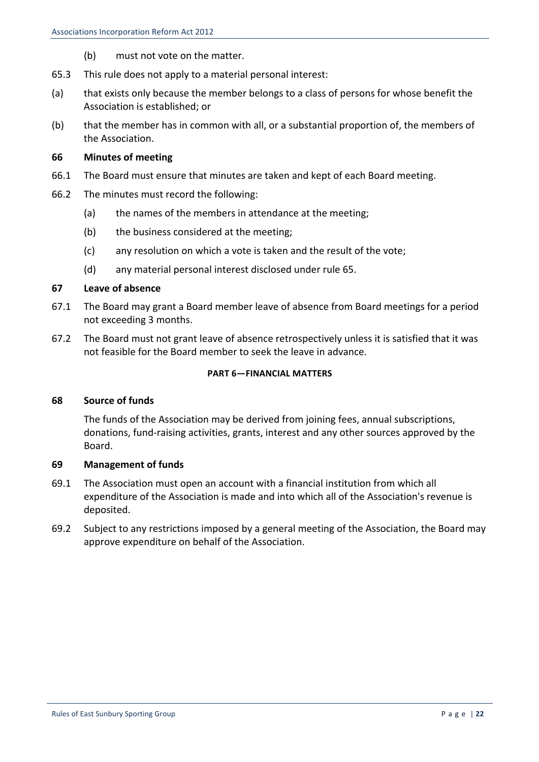(b) must not vote on the matter.

65.3 This rule does not apply to a material personal interest:

(a) that exists only because the member belongs to a class of persons for whose benefit the Association is established; or

(b) that the member has in common with all, or a substantial proportion of, the members of the Association.

### 66 Minutes of meeting

66.1 The Board must ensure that minutes are taken and kept of each Board meeting.

66.2 The minutes must record the following:

(a) the names of the members in attendance at the meeting;

(b) the business considered at the meeting;

(c) any resolution on which a vote is taken and the result of the vote;

(d) any material personal interest disclosed under rule 65.

### 67 Leave of absence

67.1 The Board may grant a Board member leave of absence from Board meetings for a period not exceeding 3 months.

67.2 The Board must not grant leave of absence retrospectively unless it is satisfied that it was not feasible for the Board member to seek the leave in advance.

## PART 6—FINANCIAL MATTERS

### 68 Source of funds

The funds of the Association may be derived from joining fees, annual subscriptions, donations, fund-raising activities, grants, interest and any other sources approved by the Board.

### 69 Management of funds

69.1 The Association must open an account with a financial institution from which all expenditure of the Association is made and into which all of the Association's revenue is deposited.

69.2 Subject to any restrictions imposed by a general meeting of the Association, the Board may approve expenditure on behalf of the Association.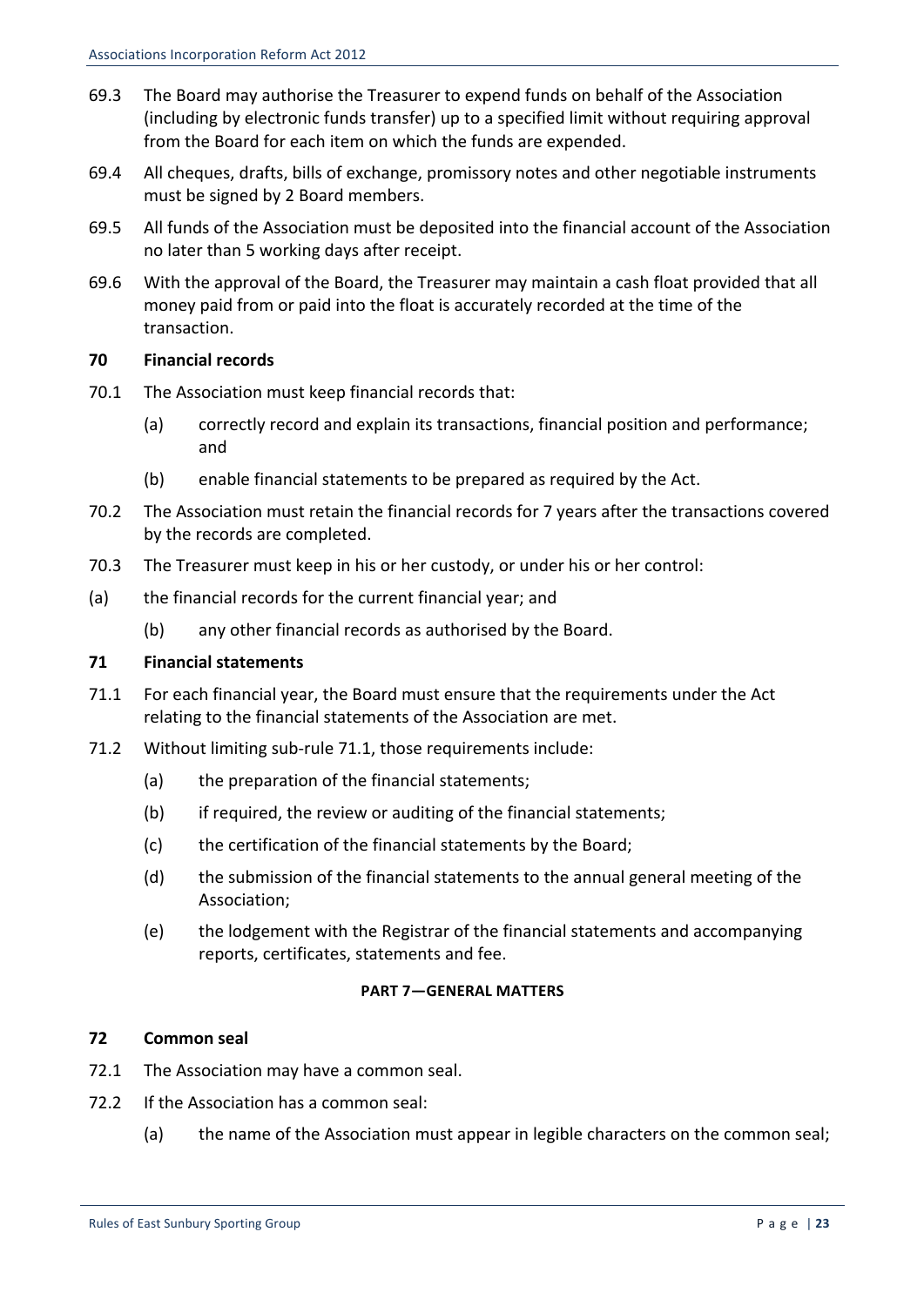69.3 The Board may authorise the Treasurer to expend funds on behalf of the Association (including by electronic funds transfer) up to a specified limit without requiring approval from the Board for each item on which the funds are expended.

69.4 All cheques, drafts, bills of exchange, promissory notes and other negotiable instruments must be signed by 2 Board members.

69.5 All funds of the Association must be deposited into the financial account of the Association no later than 5 working days after receipt.

69.6 With the approval of the Board, the Treasurer may maintain a cash float provided that all money paid from or paid into the float is accurately recorded at the time of the transaction.

**70 Financial records**

70.1 The Association must keep financial records that:

(a) correctly record and explain its transactions, financial position and performance; and

(b) enable financial statements to be prepared as required by the Act.

70.2 The Association must retain the financial records for 7 years after the transactions covered by the records are completed.

70.3 The Treasurer must keep in his or her custody, or under his or her control:

(a) the financial records for the current financial year; and

(b) any other financial records as authorised by the Board.

**71 Financial statements**

71.1 For each financial year, the Board must ensure that the requirements under the Act relating to the financial statements of the Association are met.

71.2 Without limiting sub-rule 71.1, those requirements include:

(a) the preparation of the financial statements;

(b) if required, the review or auditing of the financial statements;

(c) the certification of the financial statements by the Board;

(d) the submission of the financial statements to the annual general meeting of the Association;

(e) the lodgement with the Registrar of the financial statements and accompanying reports, certificates, statements and fee.

**PART 7—GENERAL MATTERS**

**72 Common seal**

72.1 The Association may have a common seal.

72.2 If the Association has a common seal:

(a) the name of the Association must appear in legible characters on the common seal;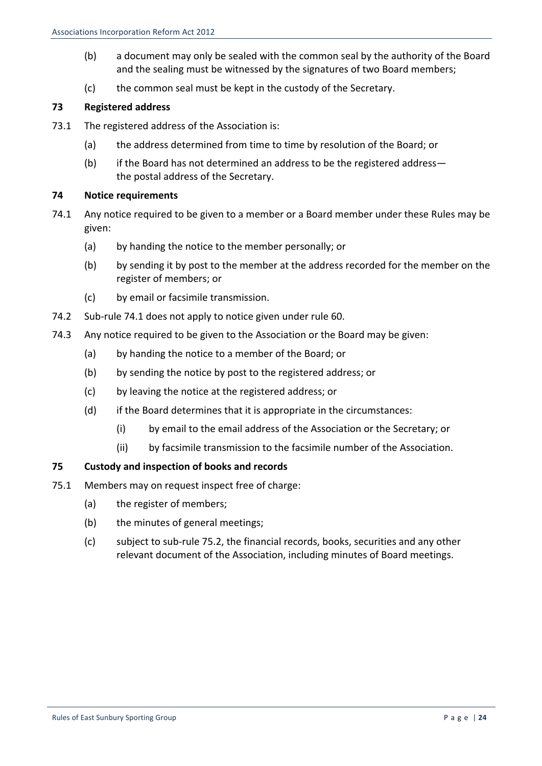(b) a document may only be sealed with the common seal by the authority of the Board and the sealing must be witnessed by the signatures of two Board members;

(c) the common seal must be kept in the custody of the Secretary.

### 73 Registered address

73.1 The registered address of the Association is:

(a) the address determined from time to time by resolution of the Board; or

(b) if the Board has not determined an address to be the registered address—the postal address of the Secretary.

### 74 Notice requirements

74.1 Any notice required to be given to a member or a Board member under these Rules may be given:

(a) by handing the notice to the member personally; or

(b) by sending it by post to the member at the address recorded for the member on the register of members; or

(c) by email or facsimile transmission.

74.2 Sub-rule 74.1 does not apply to notice given under rule 60.

74.3 Any notice required to be given to the Association or the Board may be given:

(a) by handing the notice to a member of the Board; or

(b) by sending the notice by post to the registered address; or

(c) by leaving the notice at the registered address; or

(d) if the Board determines that it is appropriate in the circumstances:

(i) by email to the email address of the Association or the Secretary; or

(ii) by facsimile transmission to the facsimile number of the Association.

### 75 Custody and inspection of books and records

75.1 Members may on request inspect free of charge:

(a) the register of members;

(b) the minutes of general meetings;

(c) subject to sub-rule 75.2, the financial records, books, securities and any other relevant document of the Association, including minutes of Board meetings.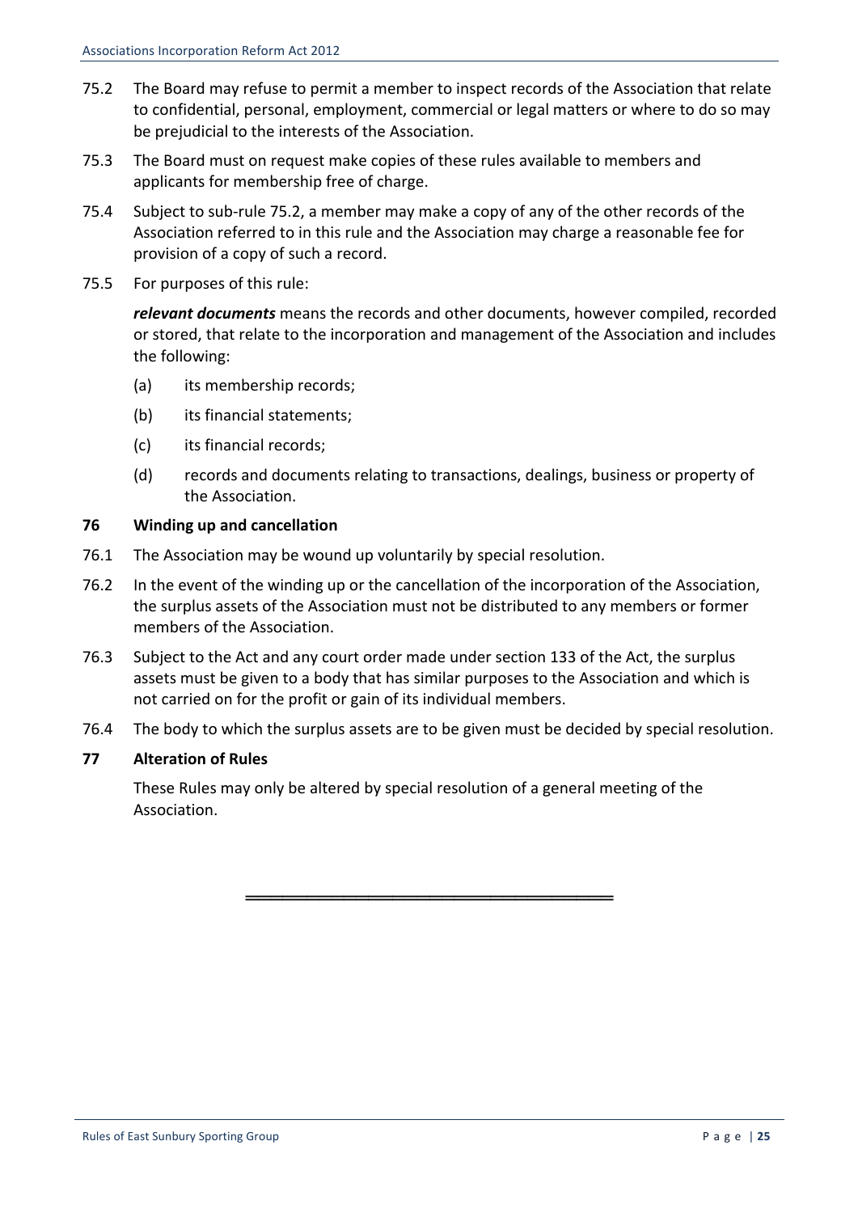75.2 The Board may refuse to permit a member to inspect records of the Association that relate to confidential, personal, employment, commercial or legal matters or where to do so may be prejudicial to the interests of the Association.

75.3 The Board must on request make copies of these rules available to members and applicants for membership free of charge.

75.4 Subject to sub-rule 75.2, a member may make a copy of any of the other records of the Association referred to in this rule and the Association may charge a reasonable fee for provision of a copy of such a record.

75.5 For purposes of this rule:

***relevant documents*** means the records and other documents, however compiled, recorded or stored, that relate to the incorporation and management of the Association and includes the following:

(a) its membership records;

(b) its financial statements;

(c) its financial records;

(d) records and documents relating to transactions, dealings, business or property of the Association.

**76 Winding up and cancellation**

76.1 The Association may be wound up voluntarily by special resolution.

76.2 In the event of the winding up or the cancellation of the incorporation of the Association, the surplus assets of the Association must not be distributed to any members or former members of the Association.

76.3 Subject to the Act and any court order made under section 133 of the Act, the surplus assets must be given to a body that has similar purposes to the Association and which is not carried on for the profit or gain of its individual members.

76.4 The body to which the surplus assets are to be given must be decided by special resolution.

**77 Alteration of Rules**

These Rules may only be altered by special resolution of a general meeting of the Association.